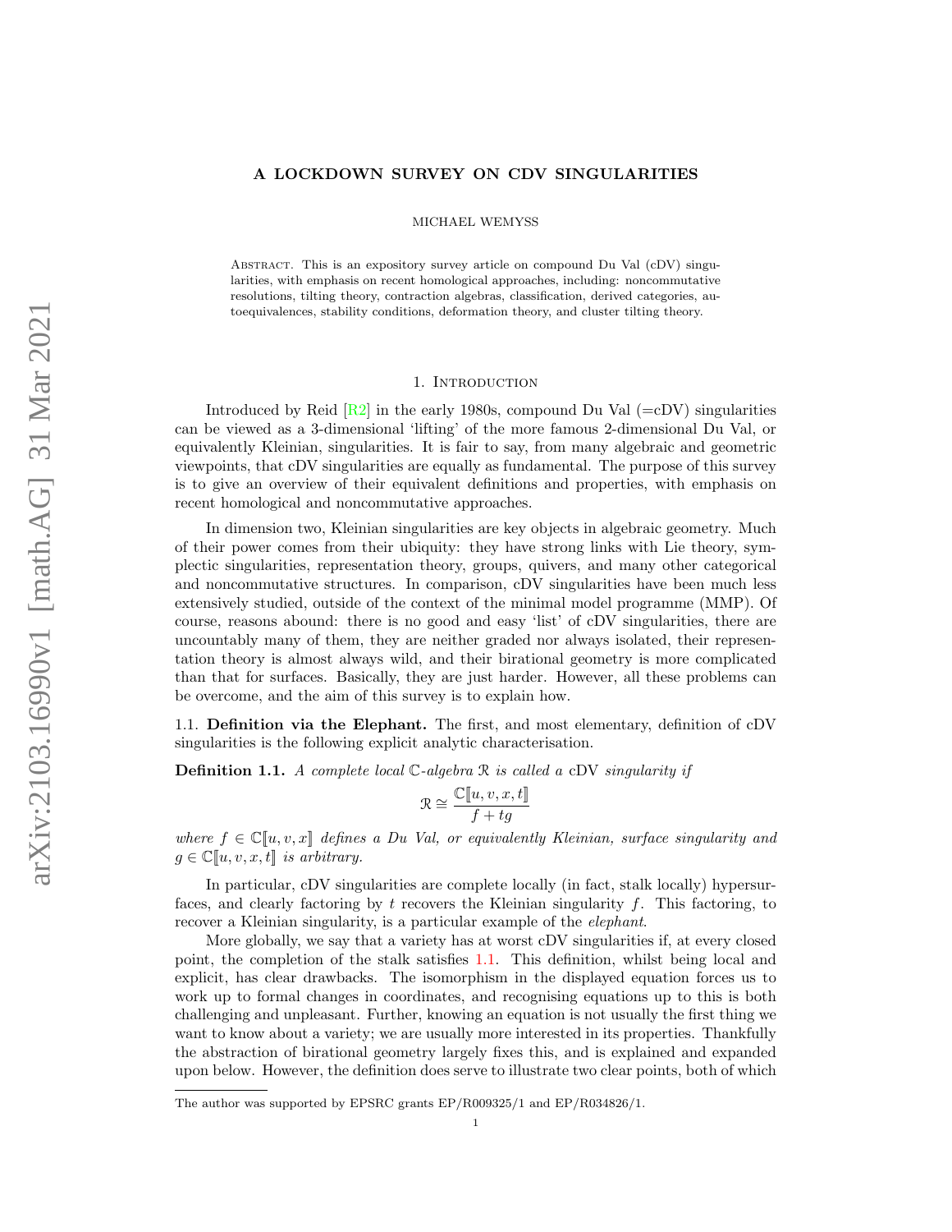# A LOCKDOWN SURVEY ON CDV SINGULARITIES

MICHAEL WEMYSS

Abstract. This is an expository survey article on compound Du Val (cDV) singularities, with emphasis on recent homological approaches, including: noncommutative resolutions, tilting theory, contraction algebras, classification, derived categories, autoequivalences, stability conditions, deformation theory, and cluster tilting theory.

## 1. Introduction

Introduced by Reid [R2] in the early 1980s, compound Du Val (=cDV) singularities can be viewed as a 3-dimensional 'lifting' of the more famous 2-dimensional Du Val, or equivalently Kleinian, singularities. It is fair to say, from many algebraic and geometric viewpoints, that cDV singularities are equally as fundamental. The purpose of this survey is to give an overview of their equivalent definitions and properties, with emphasis on recent homological and noncommutative approaches.

In dimension two, Kleinian singularities are key objects in algebraic geometry. Much of their power comes from their ubiquity: they have strong links with Lie theory, symplectic singularities, representation theory, groups, quivers, and many other categorical and noncommutative structures. In comparison, cDV singularities have been much less extensively studied, outside of the context of the minimal model programme (MMP). Of course, reasons abound: there is no good and easy 'list' of cDV singularities, there are uncountably many of them, they are neither graded nor always isolated, their representation theory is almost always wild, and their birational geometry is more complicated than that for surfaces. Basically, they are just harder. However, all these problems can be overcome, and the aim of this survey is to explain how.

### 1.1. Definition via the Elephant.

The first, and most elementary, definition of cDV singularities is the following explicit analytic characterisation.

**Definition 1.1.** *A complete local $\mathbb{C}$-algebra $\mathcal{R}$ is called a* cDV *singularity if*

$$\mathcal{R} \cong \frac{\mathbb{C}[\![u,v,x,t]\!]}{f+tg}$$

*where $f \in \mathbb{C}[\![u,v,x]\!]$ defines a Du Val, or equivalently Kleinian, surface singularity and $g \in \mathbb{C}[\![u,v,x,t]\!]$ is arbitrary.*

In particular, cDV singularities are complete locally (in fact, stalk locally) hypersurfaces, and clearly factoring by $t$ recovers the Kleinian singularity $f$. This factoring, to recover a Kleinian singularity, is a particular example of the *elephant*.

More globally, we say that a variety has at worst cDV singularities if, at every closed point, the completion of the stalk satisfies 1.1. This definition, whilst being local and explicit, has clear drawbacks. The isomorphism in the displayed equation forces us to work up to formal changes in coordinates, and recognising equations up to this is both challenging and unpleasant. Further, knowing an equation is not usually the first thing we want to know about a variety; we are usually more interested in its properties. Thankfully the abstraction of birational geometry largely fixes this, and is explained and expanded upon below. However, the definition does serve to illustrate two clear points, both of which

The author was supported by EPSRC grants EP/R009325/1 and EP/R034826/1.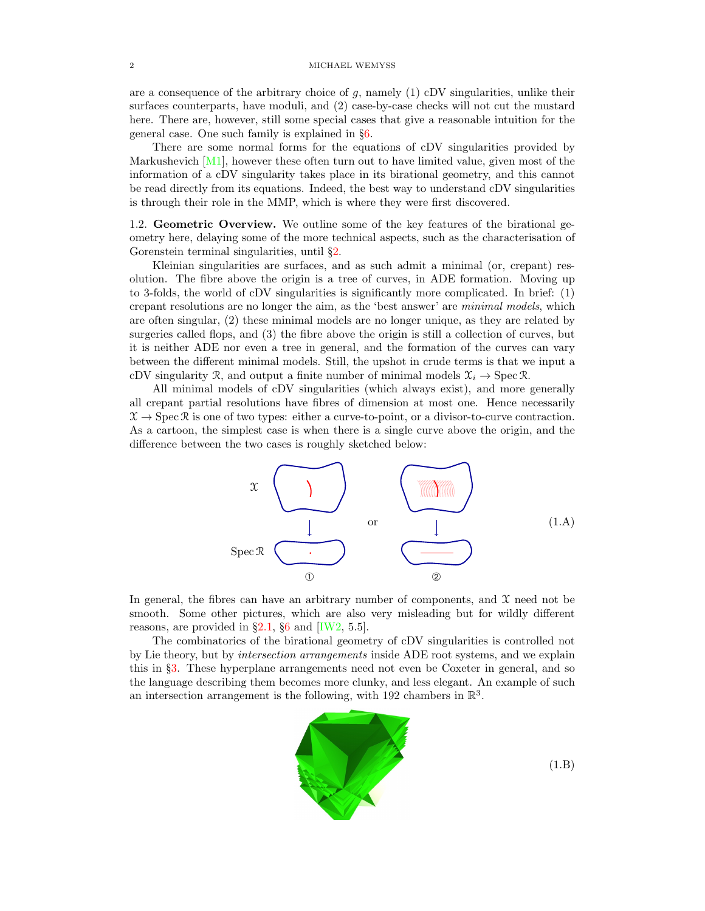are a consequence of the arbitrary choice of $g$, namely (1) cDV singularities, unlike their surfaces counterparts, have moduli, and (2) case-by-case checks will not cut the mustard here. There are, however, still some special cases that give a reasonable intuition for the general case. One such family is explained in §6.

There are some normal forms for the equations of cDV singularities provided by Markushevich [M1], however these often turn out to have limited value, given most of the information of a cDV singularity takes place in its birational geometry, and this cannot be read directly from its equations. Indeed, the best way to understand cDV singularities is through their role in the MMP, which is where they were first discovered.

**1.2. Geometric Overview.** We outline some of the key features of the birational geometry here, delaying some of the more technical aspects, such as the characterisation of Gorenstein terminal singularities, until §2.

Kleinian singularities are surfaces, and as such admit a minimal (or, crepant) resolution. The fibre above the origin is a tree of curves, in ADE formation. Moving up to 3-folds, the world of cDV singularities is significantly more complicated. In brief: (1) crepant resolutions are no longer the aim, as the 'best answer' are *minimal models*, which are often singular, (2) these minimal models are no longer unique, as they are related by surgeries called flops, and (3) the fibre above the origin is still a collection of curves, but it is neither ADE nor even a tree in general, and the formation of the curves can vary between the different minimal models. Still, the upshot in crude terms is that we input a cDV singularity $\mathcal{R}$, and output a finite number of minimal models $\mathcal{X}_i \to \operatorname{Spec} \mathcal{R}$.

All minimal models of cDV singularities (which always exist), and more generally all crepant partial resolutions have fibres of dimension at most one. Hence necessarily $\mathcal{X} \to \operatorname{Spec} \mathcal{R}$ is one of two types: either a curve-to-point, or a divisor-to-curve contraction. As a cartoon, the simplest case is when there is a single curve above the origin, and the difference between the two cases is roughly sketched below:

$\mathcal{X}$ $\downarrow$ $\operatorname{Spec} \mathcal{R}$ ① or ② (1.A)

In general, the fibres can have an arbitrary number of components, and $\mathcal{X}$ need not be smooth. Some other pictures, which are also very misleading but for wildly different reasons, are provided in §2.1, §6 and [IW2, 5.5].

The combinatorics of the birational geometry of cDV singularities is controlled not by Lie theory, but by *intersection arrangements* inside ADE root systems, and we explain this in §3. These hyperplane arrangements need not even be Coxeter in general, and so the language describing them becomes more clunky, and less elegant. An example of such an intersection arrangement is the following, with 192 chambers in $\mathbb{R}^3$.

(1.B)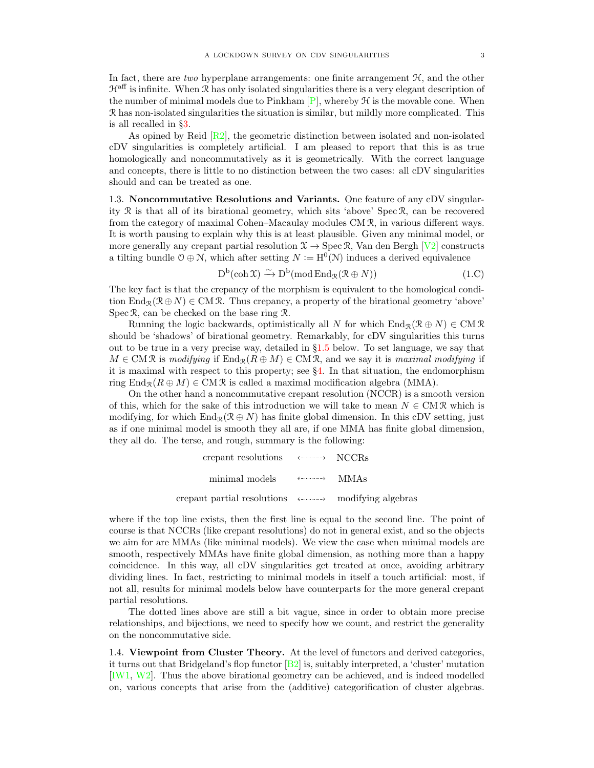In fact, there are *two* hyperplane arrangements: one finite arrangement $\mathcal{H}$, and the other $\mathcal{H}^{\text{aff}}$ is infinite. When $\mathcal{R}$ has only isolated singularities there is a very elegant description of the number of minimal models due to Pinkham [P], whereby $\mathcal{H}$ is the movable cone. When $\mathcal{R}$ has non-isolated singularities the situation is similar, but mildly more complicated. This is all recalled in §3.

As opined by Reid [R2], the geometric distinction between isolated and non-isolated cDV singularities is completely artificial. I am pleased to report that this is as true homologically and noncommutatively as it is geometrically. With the correct language and concepts, there is little to no distinction between the two cases: all cDV singularities should and can be treated as one.

**1.3. Noncommutative Resolutions and Variants.** One feature of any cDV singularity $\mathcal{R}$ is that all of its birational geometry, which sits 'above' $\operatorname{Spec}\mathcal{R}$, can be recovered from the category of maximal Cohen–Macaulay modules $\operatorname{CM}\mathcal{R}$, in various different ways. It is worth pausing to explain why this is at least plausible. Given any minimal model, or more generally any crepant partial resolution $\mathcal{X} \to \operatorname{Spec}\mathcal{R}$, Van den Bergh [V2] constructs a tilting bundle $\mathcal{O} \oplus \mathcal{N}$, which after setting $N := \mathrm{H}^0(\mathcal{N})$ induces a derived equivalence

$$\mathrm{D}^{\mathrm{b}}(\operatorname{coh}\mathcal{X}) \xrightarrow{\sim} \mathrm{D}^{\mathrm{b}}(\operatorname{mod}\operatorname{End}_{\mathcal{R}}(\mathcal{R} \oplus N)) \tag{1.C}$$

The key fact is that the crepancy of the morphism is equivalent to the homological condition $\operatorname{End}_{\mathcal{R}}(\mathcal{R} \oplus N) \in \operatorname{CM}\mathcal{R}$. Thus crepancy, a property of the birational geometry 'above' $\operatorname{Spec}\mathcal{R}$, can be checked on the base ring $\mathcal{R}$.

Running the logic backwards, optimistically all $N$ for which $\operatorname{End}_{\mathcal{R}}(\mathcal{R} \oplus N) \in \operatorname{CM}\mathcal{R}$ should be 'shadows' of birational geometry. Remarkably, for cDV singularities this turns out to be true in a very precise way, detailed in §1.5 below. To set language, we say that $M \in \operatorname{CM}\mathcal{R}$ is *modifying* if $\operatorname{End}_{\mathcal{R}}(R \oplus M) \in \operatorname{CM}\mathcal{R}$, and we say it is *maximal modifying* if it is maximal with respect to this property; see §4. In that situation, the endomorphism ring $\operatorname{End}_{\mathcal{R}}(R \oplus M) \in \operatorname{CM}\mathcal{R}$ is called a maximal modification algebra (MMA).

On the other hand a noncommutative crepant resolution (NCCR) is a smooth version of this, which for the sake of this introduction we will take to mean $N \in \operatorname{CM}\mathcal{R}$ which is modifying, for which $\operatorname{End}_{\mathcal{R}}(\mathcal{R} \oplus N)$ has finite global dimension. In this cDV setting, just as if one minimal model is smooth they all are, if one MMA has finite global dimension, they all do. The terse, and rough, summary is the following:

$$\begin{array}{ccc}
\text{crepant resolutions} & \longleftrightarrow & \text{NCCRs} \\
\text{minimal models} & \longleftrightarrow & \text{MMAs} \\
\text{crepant partial resolutions} & \longleftrightarrow & \text{modifying algebras}
\end{array}$$

where if the top line exists, then the first line is equal to the second line. The point of course is that NCCRs (like crepant resolutions) do not in general exist, and so the objects we aim for are MMAs (like minimal models). We view the case when minimal models are smooth, respectively MMAs have finite global dimension, as nothing more than a happy coincidence. In this way, all cDV singularities get treated at once, avoiding arbitrary dividing lines. In fact, restricting to minimal models in itself a touch artificial: most, if not all, results for minimal models below have counterparts for the more general crepant partial resolutions.

The dotted lines above are still a bit vague, since in order to obtain more precise relationships, and bijections, we need to specify how we count, and restrict the generality on the noncommutative side.

**1.4. Viewpoint from Cluster Theory.** At the level of functors and derived categories, it turns out that Bridgeland's flop functor [B2] is, suitably interpreted, a 'cluster' mutation [IW1, W2]. Thus the above birational geometry can be achieved, and is indeed modelled on, various concepts that arise from the (additive) categorification of cluster algebras.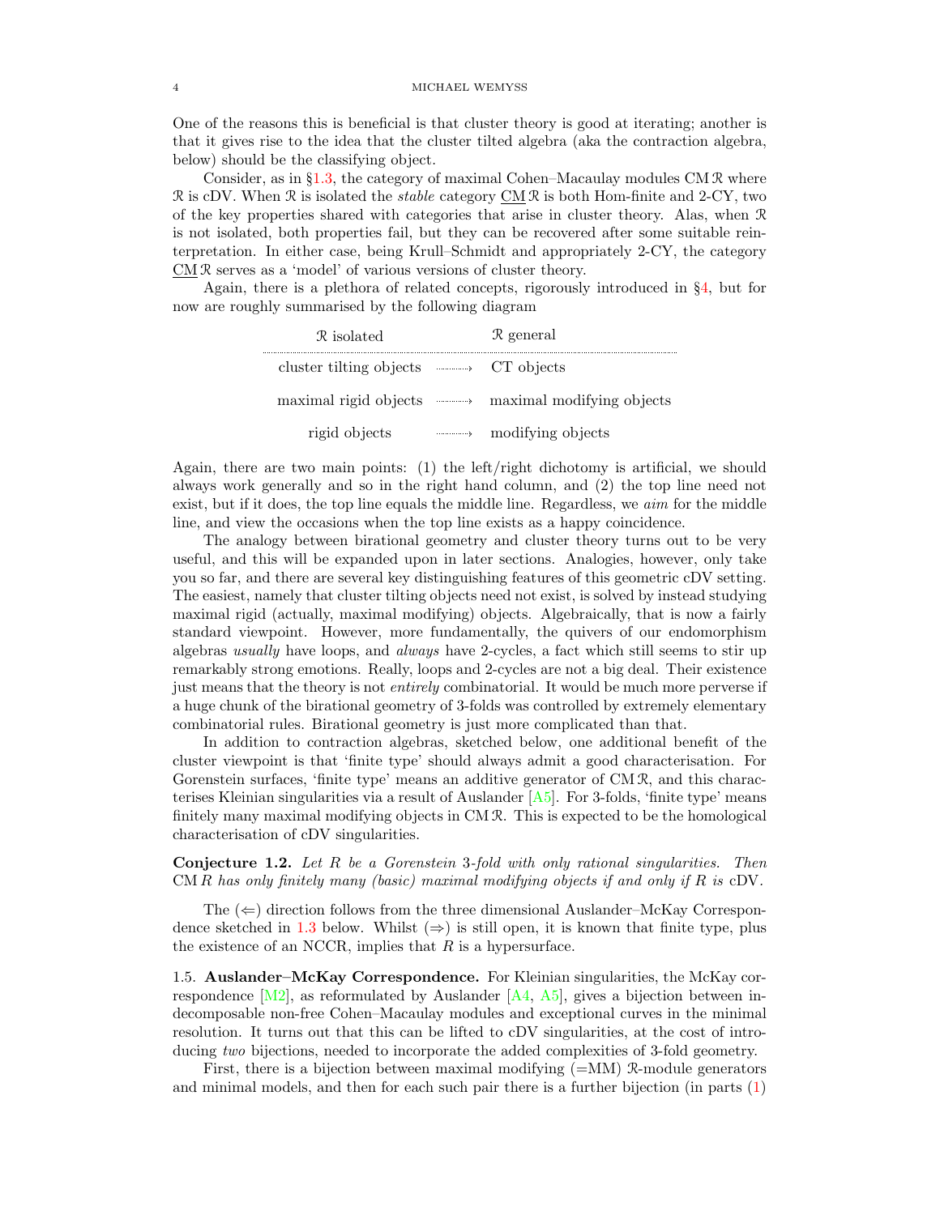One of the reasons this is beneficial is that cluster theory is good at iterating; another is that it gives rise to the idea that the cluster tilted algebra (aka the contraction algebra, below) should be the classifying object.

Consider, as in §1.3, the category of maximal Cohen–Macaulay modules $\operatorname{CM}\mathcal{R}$ where $\mathcal{R}$ is cDV. When $\mathcal{R}$ is isolated the *stable* category $\underline{\operatorname{CM}}\,\mathcal{R}$ is both Hom-finite and 2-CY, two of the key properties shared with categories that arise in cluster theory. Alas, when $\mathcal{R}$ is not isolated, both properties fail, but they can be recovered after some suitable reinterpretation. In either case, being Krull–Schmidt and appropriately 2-CY, the category $\underline{\operatorname{CM}}\,\mathcal{R}$ serves as a 'model' of various versions of cluster theory.

Again, there is a plethora of related concepts, rigorously introduced in §4, but for now are roughly summarised by the following diagram

| $\mathcal{R}$ isolated | | $\mathcal{R}$ general |
|---|---|---|
| cluster tilting objects | $\rightarrow$ | CT objects |
| maximal rigid objects | $\rightarrow$ | maximal modifying objects |
| rigid objects | $\rightarrow$ | modifying objects |

Again, there are two main points: (1) the left/right dichotomy is artificial, we should always work generally and so in the right hand column, and (2) the top line need not exist, but if it does, the top line equals the middle line. Regardless, we *aim* for the middle line, and view the occasions when the top line exists as a happy coincidence.

The analogy between birational geometry and cluster theory turns out to be very useful, and this will be expanded upon in later sections. Analogies, however, only take you so far, and there are several key distinguishing features of this geometric cDV setting. The easiest, namely that cluster tilting objects need not exist, is solved by instead studying maximal rigid (actually, maximal modifying) objects. Algebraically, that is now a fairly standard viewpoint. However, more fundamentally, the quivers of our endomorphism algebras *usually* have loops, and *always* have 2-cycles, a fact which still seems to stir up remarkably strong emotions. Really, loops and 2-cycles are not a big deal. Their existence just means that the theory is not *entirely* combinatorial. It would be much more perverse if a huge chunk of the birational geometry of 3-folds was controlled by extremely elementary combinatorial rules. Birational geometry is just more complicated than that.

In addition to contraction algebras, sketched below, one additional benefit of the cluster viewpoint is that 'finite type' should always admit a good characterisation. For Gorenstein surfaces, 'finite type' means an additive generator of $\operatorname{CM}\mathcal{R}$, and this characterises Kleinian singularities via a result of Auslander [A5]. For 3-folds, 'finite type' means finitely many maximal modifying objects in $\operatorname{CM}\mathcal{R}$. This is expected to be the homological characterisation of cDV singularities.

**Conjecture 1.2.** *Let $R$ be a Gorenstein 3-fold with only rational singularities. Then $\operatorname{CM}R$ has only finitely many (basic) maximal modifying objects if and only if $R$ is* cDV.

The ($\Leftarrow$) direction follows from the three dimensional Auslander–McKay Correspondence sketched in 1.3 below. Whilst ($\Rightarrow$) is still open, it is known that finite type, plus the existence of an NCCR, implies that $R$ is a hypersurface.

1.5. **Auslander–McKay Correspondence.** For Kleinian singularities, the McKay correspondence [M2], as reformulated by Auslander [A4, A5], gives a bijection between indecomposable non-free Cohen–Macaulay modules and exceptional curves in the minimal resolution. It turns out that this can be lifted to cDV singularities, at the cost of introducing *two* bijections, needed to incorporate the added complexities of 3-fold geometry.

First, there is a bijection between maximal modifying (=MM) $\mathcal{R}$-module generators and minimal models, and then for each such pair there is a further bijection (in parts (1)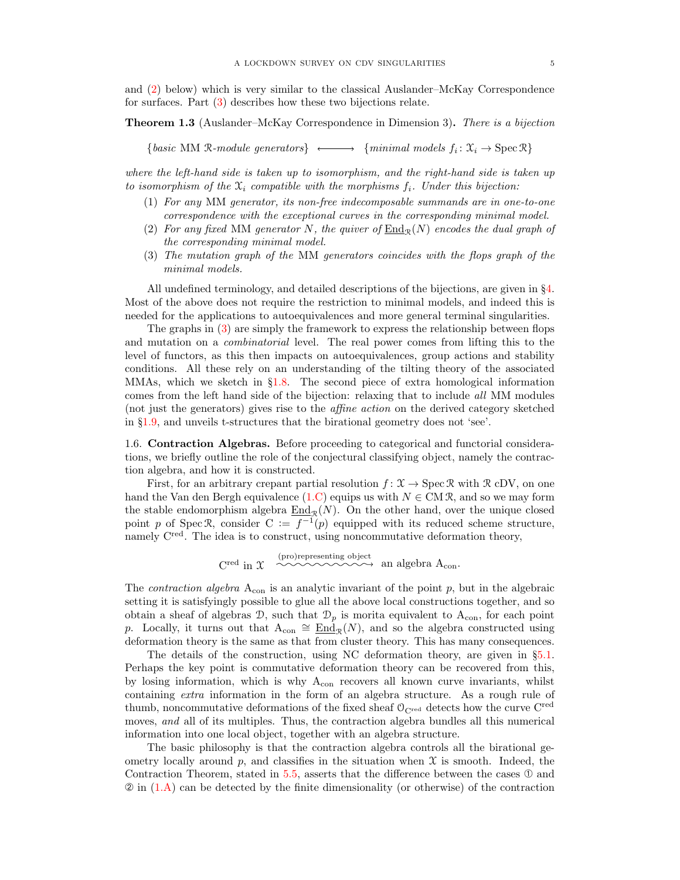and (2) below) which is very similar to the classical Auslander–McKay Correspondence for surfaces. Part (3) describes how these two bijections relate.

**Theorem 1.3** (Auslander–McKay Correspondence in Dimension 3)**.** *There is a bijection*

$$\{\textit{basic } \mathrm{MM}\ \mathcal{R}\textit{-module generators}\} \longleftrightarrow \{\textit{minimal models } f_i\colon \mathcal{X}_i \to \operatorname{Spec}\mathcal{R}\}$$

*where the left-hand side is taken up to isomorphism, and the right-hand side is taken up to isomorphism of the $\mathcal{X}_i$ compatible with the morphisms $f_i$. Under this bijection:*

1. *For any* MM *generator, its non-free indecomposable summands are in one-to-one correspondence with the exceptional curves in the corresponding minimal model.*
2. *For any fixed* MM *generator $N$, the quiver of $\underline{\mathrm{End}}_{\mathcal{R}}(N)$ encodes the dual graph of the corresponding minimal model.*
3. *The mutation graph of the* MM *generators coincides with the flops graph of the minimal models.*

All undefined terminology, and detailed descriptions of the bijections, are given in §4. Most of the above does not require the restriction to minimal models, and indeed this is needed for the applications to autoequivalences and more general terminal singularities.

The graphs in (3) are simply the framework to express the relationship between flops and mutation on a *combinatorial* level. The real power comes from lifting this to the level of functors, as this then impacts on autoequivalences, group actions and stability conditions. All these rely on an understanding of the tilting theory of the associated MMAs, which we sketch in §1.8. The second piece of extra homological information comes from the left hand side of the bijection: relaxing that to include *all* MM modules (not just the generators) gives rise to the *affine action* on the derived category sketched in §1.9, and unveils t-structures that the birational geometry does not 'see'.

1.6. **Contraction Algebras.** Before proceeding to categorical and functorial considerations, we briefly outline the role of the conjectural classifying object, namely the contraction algebra, and how it is constructed.

First, for an arbitrary crepant partial resolution $f\colon \mathcal{X} \to \operatorname{Spec}\mathcal{R}$ with $\mathcal{R}$ cDV, on one hand the Van den Bergh equivalence (1.C) equips us with $N \in \mathrm{CM}\,\mathcal{R}$, and so we may form the stable endomorphism algebra $\underline{\mathrm{End}}_{\mathcal{R}}(N)$. On the other hand, over the unique closed point $p$ of $\operatorname{Spec}\mathcal{R}$, consider $\mathrm{C} := f^{-1}(p)$ equipped with its reduced scheme structure, namely $\mathrm{C}^{\mathrm{red}}$. The idea is to construct, using noncommutative deformation theory,

$$\mathrm{C}^{\mathrm{red}} \text{ in } \mathcal{X} \quad \overset{\text{(pro)representing object}}{\rightsquigarrow} \quad \text{an algebra } \mathrm{A}_{\mathrm{con}}.$$

The *contraction algebra* $\mathrm{A}_{\mathrm{con}}$ is an analytic invariant of the point $p$, but in the algebraic setting it is satisfyingly possible to glue all the above local constructions together, and so obtain a sheaf of algebras $\mathcal{D}$, such that $\mathcal{D}_p$ is morita equivalent to $\mathrm{A}_{\mathrm{con}}$, for each point $p$. Locally, it turns out that $\mathrm{A}_{\mathrm{con}} \cong \underline{\mathrm{End}}_{\mathcal{R}}(N)$, and so the algebra constructed using deformation theory is the same as that from cluster theory. This has many consequences.

The details of the construction, using NC deformation theory, are given in §5.1. Perhaps the key point is commutative deformation theory can be recovered from this, by losing information, which is why $\mathrm{A}_{\mathrm{con}}$ recovers all known curve invariants, whilst containing *extra* information in the form of an algebra structure. As a rough rule of thumb, noncommutative deformations of the fixed sheaf $\mathcal{O}_{\mathrm{C}^{\mathrm{red}}}$ detects how the curve $\mathrm{C}^{\mathrm{red}}$ moves, *and* all of its multiples. Thus, the contraction algebra bundles all this numerical information into one local object, together with an algebra structure.

The basic philosophy is that the contraction algebra controls all the birational geometry locally around $p$, and classifies in the situation when $\mathcal{X}$ is smooth. Indeed, the Contraction Theorem, stated in 5.5, asserts that the difference between the cases ① and ② in (1.A) can be detected by the finite dimensionality (or otherwise) of the contraction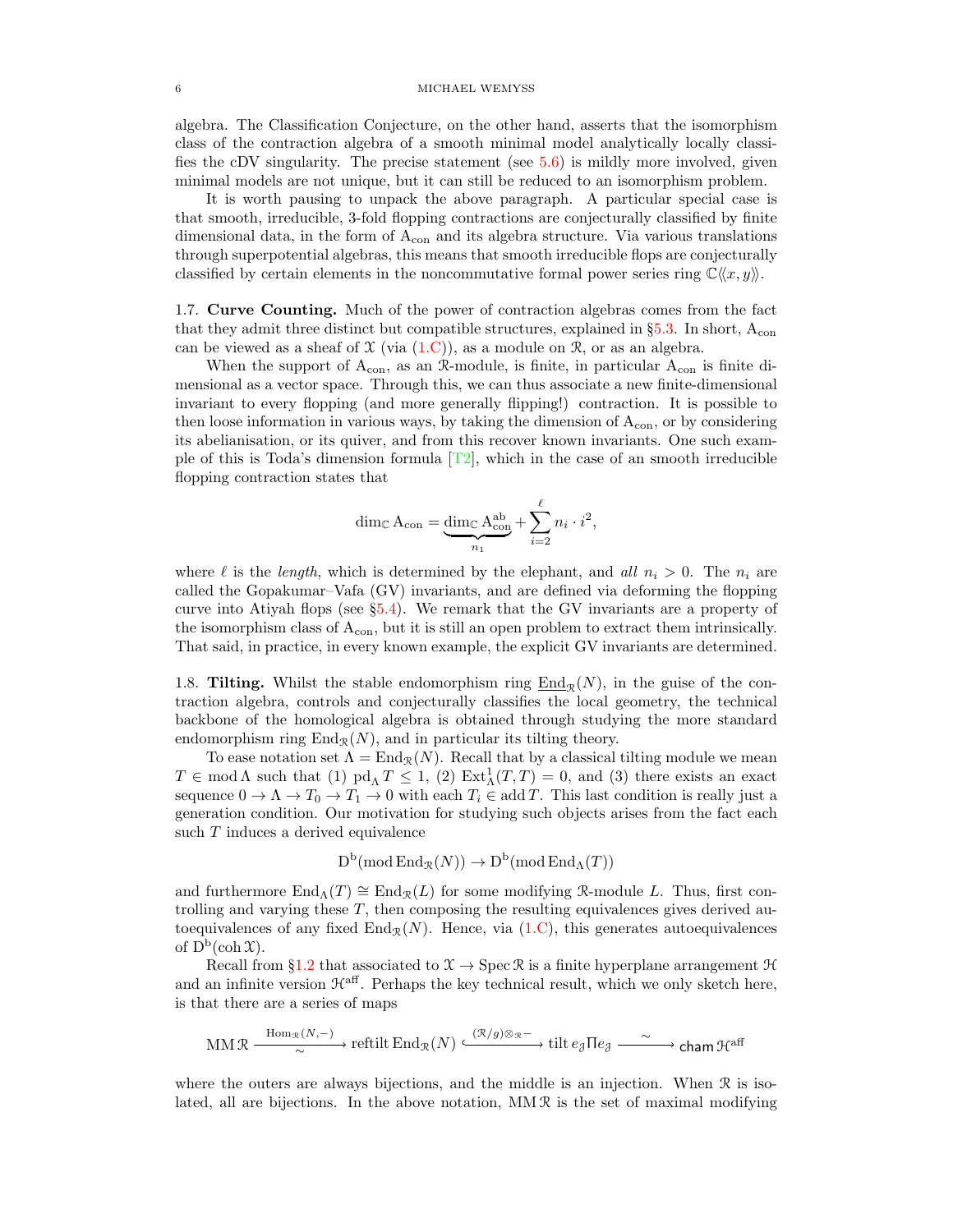algebra. The Classification Conjecture, on the other hand, asserts that the isomorphism class of the contraction algebra of a smooth minimal model analytically locally classifies the cDV singularity. The precise statement (see 5.6) is mildly more involved, given minimal models are not unique, but it can still be reduced to an isomorphism problem.

It is worth pausing to unpack the above paragraph. A particular special case is that smooth, irreducible, 3-fold flopping contractions are conjecturally classified by finite dimensional data, in the form of $\mathrm{A}_{\mathrm{con}}$ and its algebra structure. Via various translations through superpotential algebras, this means that smooth irreducible flops are conjecturally classified by certain elements in the noncommutative formal power series ring $\mathbb{C}\langle\langle x, y\rangle\rangle$.

1.7. **Curve Counting.** Much of the power of contraction algebras comes from the fact that they admit three distinct but compatible structures, explained in §5.3. In short, $\mathrm{A}_{\mathrm{con}}$ can be viewed as a sheaf of $\mathcal{X}$ (via (1.C)), as a module on $\mathcal{R}$, or as an algebra.

When the support of $\mathrm{A}_{\mathrm{con}}$, as an $\mathcal{R}$-module, is finite, in particular $\mathrm{A}_{\mathrm{con}}$ is finite dimensional as a vector space. Through this, we can thus associate a new finite-dimensional invariant to every flopping (and more generally flipping!) contraction. It is possible to then loose information in various ways, by taking the dimension of $\mathrm{A}_{\mathrm{con}}$, or by considering its abelianisation, or its quiver, and from this recover known invariants. One such example of this is Toda's dimension formula [T2], which in the case of an smooth irreducible flopping contraction states that

$$\dim_{\mathbb{C}} \mathrm{A}_{\mathrm{con}} = \underbrace{\dim_{\mathbb{C}} \mathrm{A}_{\mathrm{con}}^{\mathrm{ab}}}_{n_1} + \sum_{i=2}^{\ell} n_i \cdot i^2,$$

where $\ell$ is the *length*, which is determined by the elephant, and *all* $n_i > 0$. The $n_i$ are called the Gopakumar–Vafa (GV) invariants, and are defined via deforming the flopping curve into Atiyah flops (see §5.4). We remark that the GV invariants are a property of the isomorphism class of $\mathrm{A}_{\mathrm{con}}$, but it is still an open problem to extract them intrinsically. That said, in practice, in every known example, the explicit GV invariants are determined.

1.8. **Tilting.** Whilst the stable endomorphism ring $\underline{\mathrm{End}}_{\mathcal{R}}(N)$, in the guise of the contraction algebra, controls and conjecturally classifies the local geometry, the technical backbone of the homological algebra is obtained through studying the more standard endomorphism ring $\mathrm{End}_{\mathcal{R}}(N)$, and in particular its tilting theory.

To ease notation set $\Lambda = \mathrm{End}_{\mathcal{R}}(N)$. Recall that by a classical tilting module we mean $T \in \operatorname{mod} \Lambda$ such that (1) $\operatorname{pd}_{\Lambda} T \leq 1$, (2) $\operatorname{Ext}^1_{\Lambda}(T, T) = 0$, and (3) there exists an exact sequence $0 \to \Lambda \to T_0 \to T_1 \to 0$ with each $T_i \in \operatorname{add} T$. This last condition is really just a generation condition. Our motivation for studying such objects arises from the fact each such $T$ induces a derived equivalence

$$\mathrm{D}^{\mathrm{b}}(\operatorname{mod} \mathrm{End}_{\mathcal{R}}(N)) \to \mathrm{D}^{\mathrm{b}}(\operatorname{mod} \mathrm{End}_{\Lambda}(T))$$

and furthermore $\mathrm{End}_{\Lambda}(T) \cong \mathrm{End}_{\mathcal{R}}(L)$ for some modifying $\mathcal{R}$-module $L$. Thus, first controlling and varying these $T$, then composing the resulting equivalences gives derived autoequivalences of any fixed $\mathrm{End}_{\mathcal{R}}(N)$. Hence, via (1.C), this generates autoequivalences of $\mathrm{D}^{\mathrm{b}}(\operatorname{coh} \mathcal{X})$.

Recall from §1.2 that associated to $\mathcal{X} \to \operatorname{Spec} \mathcal{R}$ is a finite hyperplane arrangement $\mathcal{H}$ and an infinite version $\mathcal{H}^{\mathrm{aff}}$. Perhaps the key technical result, which we only sketch here, is that there are a series of maps

$$\operatorname{MM} \mathcal{R} \xrightarrow[\sim]{\operatorname{Hom}_{\mathcal{R}}(N,-)} \operatorname{reftilt} \mathrm{End}_{\mathcal{R}}(N) \xhookrightarrow{(\mathcal{R}/g)\otimes_{\mathcal{R}}-} \operatorname{tilt} e_{\mathcal{J}} \Pi e_{\mathcal{J}} \xrightarrow{\sim} \mathsf{cham}\, \mathcal{H}^{\mathrm{aff}}$$

where the outers are always bijections, and the middle is an injection. When $\mathcal{R}$ is isolated, all are bijections. In the above notation, $\operatorname{MM} \mathcal{R}$ is the set of maximal modifying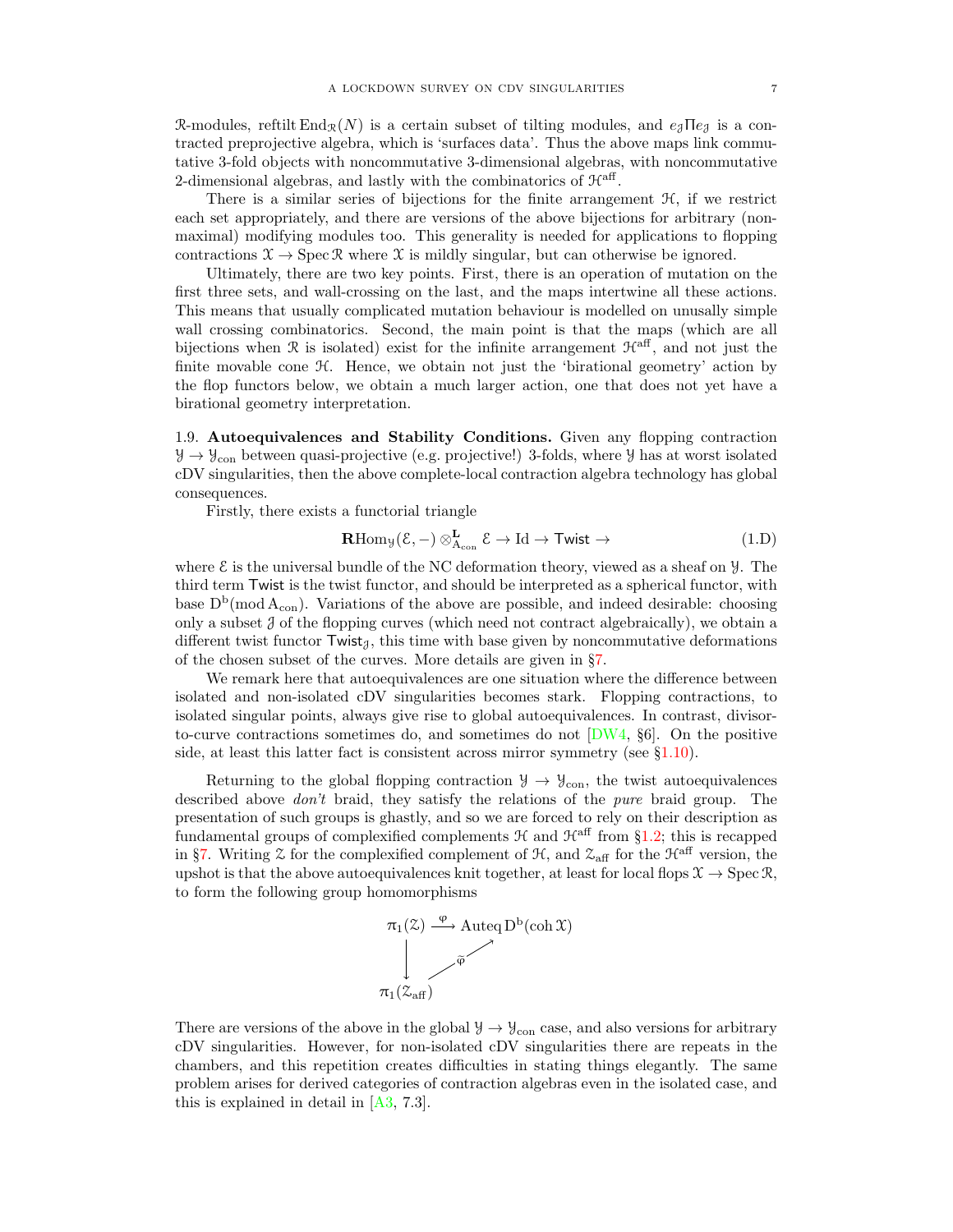$\mathcal{R}$-modules, reftilt $\operatorname{End}_{\mathcal{R}}(N)$ is a certain subset of tilting modules, and $e_{\mathcal{J}}\Pi e_{\mathcal{J}}$ is a contracted preprojective algebra, which is 'surfaces data'. Thus the above maps link commutative 3-fold objects with noncommutative 3-dimensional algebras, with noncommutative 2-dimensional algebras, and lastly with the combinatorics of $\mathcal{H}^{\mathrm{aff}}$.

There is a similar series of bijections for the finite arrangement $\mathcal{H}$, if we restrict each set appropriately, and there are versions of the above bijections for arbitrary (non-maximal) modifying modules too. This generality is needed for applications to flopping contractions $\mathcal{X} \to \operatorname{Spec} \mathcal{R}$ where $\mathcal{X}$ is mildly singular, but can otherwise be ignored.

Ultimately, there are two key points. First, there is an operation of mutation on the first three sets, and wall-crossing on the last, and the maps intertwine all these actions. This means that usually complicated mutation behaviour is modelled on unusally simple wall crossing combinatorics. Second, the main point is that the maps (which are all bijections when $\mathcal{R}$ is isolated) exist for the infinite arrangement $\mathcal{H}^{\mathrm{aff}}$, and not just the finite movable cone $\mathcal{H}$. Hence, we obtain not just the 'birational geometry' action by the flop functors below, we obtain a much larger action, one that does not yet have a birational geometry interpretation.

1.9. **Autoequivalences and Stability Conditions.** Given any flopping contraction $\mathcal{Y} \to \mathcal{Y}_{\mathrm{con}}$ between quasi-projective (e.g. projective!) 3-folds, where $\mathcal{Y}$ has at worst isolated cDV singularities, then the above complete-local contraction algebra technology has global consequences.

Firstly, there exists a functorial triangle

$$\mathbf{R}\mathrm{Hom}_{\mathcal{Y}}(\mathcal{E}, -) \otimes^{\mathbf{L}}_{\mathrm{A}_{\mathrm{con}}} \mathcal{E} \to \mathrm{Id} \to \mathsf{Twist} \to \tag{1.D}$$

where $\mathcal{E}$ is the universal bundle of the NC deformation theory, viewed as a sheaf on $\mathcal{Y}$. The third term $\mathsf{Twist}$ is the twist functor, and should be interpreted as a spherical functor, with base $\mathrm{D}^{\mathrm{b}}(\operatorname{mod} \mathrm{A}_{\mathrm{con}})$. Variations of the above are possible, and indeed desirable: choosing only a subset $\mathcal{J}$ of the flopping curves (which need not contract algebraically), we obtain a different twist functor $\mathsf{Twist}_{\mathcal{J}}$, this time with base given by noncommutative deformations of the chosen subset of the curves. More details are given in §7.

We remark here that autoequivalences are one situation where the difference between isolated and non-isolated cDV singularities becomes stark. Flopping contractions, to isolated singular points, always give rise to global autoequivalences. In contrast, divisor-to-curve contractions sometimes do, and sometimes do not [DW4, §6]. On the positive side, at least this latter fact is consistent across mirror symmetry (see §1.10).

Returning to the global flopping contraction $\mathcal{Y} \to \mathcal{Y}_{\mathrm{con}}$, the twist autoequivalences described above *don't* braid, they satisfy the relations of the *pure* braid group. The presentation of such groups is ghastly, and so we are forced to rely on their description as fundamental groups of complexified complements $\mathcal{H}$ and $\mathcal{H}^{\mathrm{aff}}$ from §1.2; this is recapped in §7. Writing $\mathcal{Z}$ for the complexified complement of $\mathcal{H}$, and $\mathcal{Z}_{\mathrm{aff}}$ for the $\mathcal{H}^{\mathrm{aff}}$ version, the upshot is that the above autoequivalences knit together, at least for local flops $\mathcal{X} \to \operatorname{Spec} \mathcal{R}$, to form the following group homomorphisms

$$\begin{array}{ccc} \pi_1(\mathcal{Z}) & \xrightarrow{\varphi} & \operatorname{Auteq} \mathrm{D}^{\mathrm{b}}(\operatorname{coh} \mathcal{X}) \\ \downarrow & \nearrow_{\widetilde{\varphi}} & \\ \pi_1(\mathcal{Z}_{\mathrm{aff}}) & & \end{array}$$

There are versions of the above in the global $\mathcal{Y} \to \mathcal{Y}_{\mathrm{con}}$ case, and also versions for arbitrary cDV singularities. However, for non-isolated cDV singularities there are repeats in the chambers, and this repetition creates difficulties in stating things elegantly. The same problem arises for derived categories of contraction algebras even in the isolated case, and this is explained in detail in [A3, 7.3].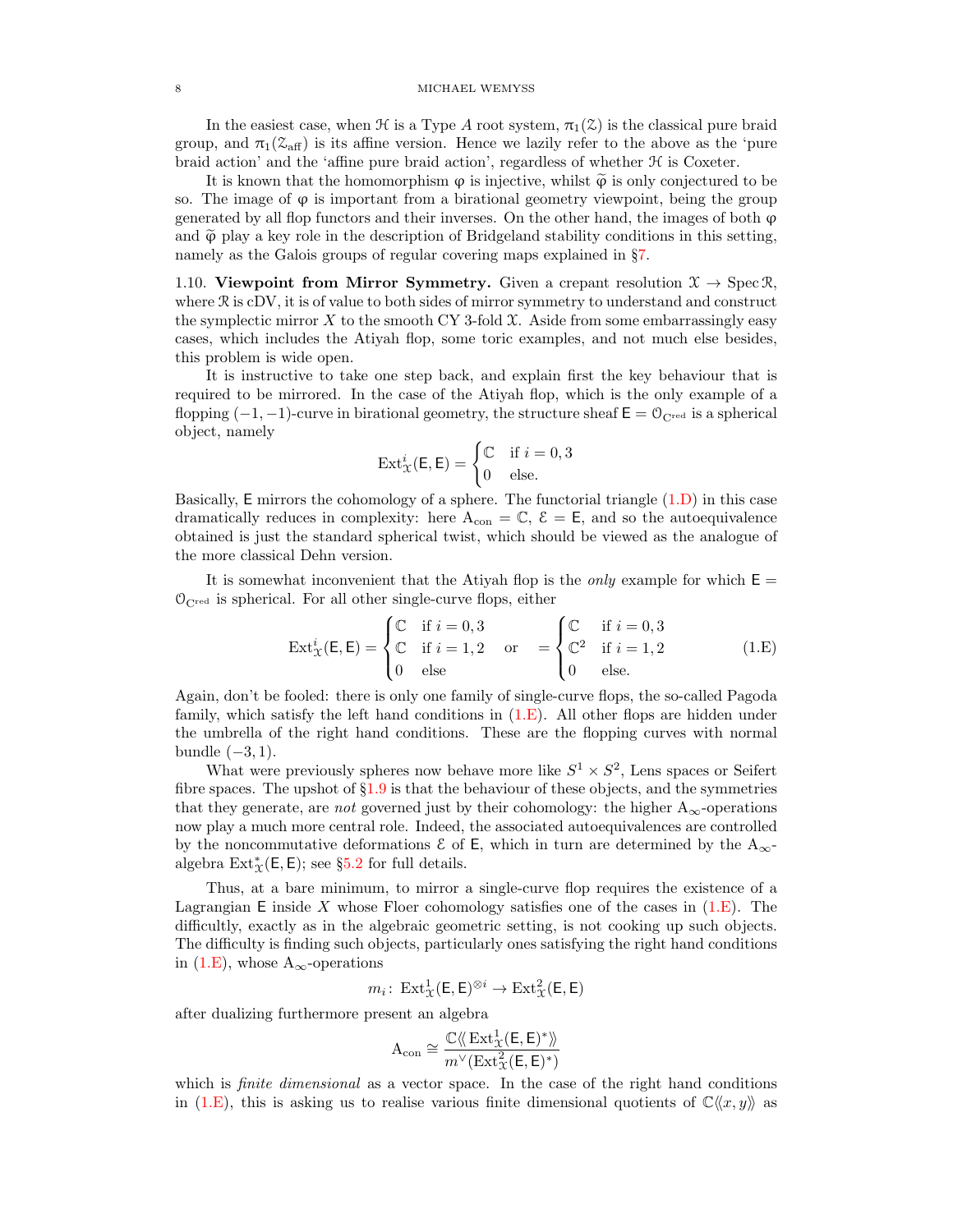In the easiest case, when $\mathcal{H}$ is a Type $A$ root system, $\pi_1(\mathcal{Z})$ is the classical pure braid group, and $\pi_1(\mathcal{Z}_{\text{aff}})$ is its affine version. Hence we lazily refer to the above as the 'pure braid action' and the 'affine pure braid action', regardless of whether $\mathcal{H}$ is Coxeter.

It is known that the homomorphism $\varphi$ is injective, whilst $\widetilde{\varphi}$ is only conjectured to be so. The image of $\varphi$ is important from a birational geometry viewpoint, being the group generated by all flop functors and their inverses. On the other hand, the images of both $\varphi$ and $\widetilde{\varphi}$ play a key role in the description of Bridgeland stability conditions in this setting, namely as the Galois groups of regular covering maps explained in §7.

1.10. **Viewpoint from Mirror Symmetry.** Given a crepant resolution $\mathcal{X} \to \operatorname{Spec} \mathcal{R}$, where $\mathcal{R}$ is cDV, it is of value to both sides of mirror symmetry to understand and construct the symplectic mirror $X$ to the smooth CY 3-fold $\mathcal{X}$. Aside from some embarrassingly easy cases, which includes the Atiyah flop, some toric examples, and not much else besides, this problem is wide open.

It is instructive to take one step back, and explain first the key behaviour that is required to be mirrored. In the case of the Atiyah flop, which is the only example of a flopping $(-1,-1)$-curve in birational geometry, the structure sheaf $\mathsf{E} = \mathcal{O}_{\mathrm{C}^{\mathrm{red}}}$ is a spherical object, namely

$$\operatorname{Ext}^i_{\mathcal{X}}(\mathsf{E},\mathsf{E}) = \begin{cases} \mathbb{C} & \text{if } i = 0,3 \\ 0 & \text{else.} \end{cases}$$

Basically, $\mathsf{E}$ mirrors the cohomology of a sphere. The functorial triangle (1.D) in this case dramatically reduces in complexity: here $\mathrm{A}_{\mathrm{con}} = \mathbb{C}$, $\mathcal{E} = \mathsf{E}$, and so the autoequivalence obtained is just the standard spherical twist, which should be viewed as the analogue of the more classical Dehn version.

It is somewhat inconvenient that the Atiyah flop is the *only* example for which $\mathsf{E} = \mathcal{O}_{\mathrm{C}^{\mathrm{red}}}$ is spherical. For all other single-curve flops, either

$$\operatorname{Ext}^i_{\mathcal{X}}(\mathsf{E},\mathsf{E}) = \begin{cases} \mathbb{C} & \text{if } i = 0,3 \\ \mathbb{C} & \text{if } i = 1,2 \\ 0 & \text{else} \end{cases} \quad \text{or} \quad = \begin{cases} \mathbb{C} & \text{if } i = 0,3 \\ \mathbb{C}^2 & \text{if } i = 1,2 \\ 0 & \text{else.} \end{cases} \tag{1.E}$$

Again, don't be fooled: there is only one family of single-curve flops, the so-called Pagoda family, which satisfy the left hand conditions in (1.E). All other flops are hidden under the umbrella of the right hand conditions. These are the flopping curves with normal bundle $(-3,1)$.

What were previously spheres now behave more like $S^1 \times S^2$, Lens spaces or Seifert fibre spaces. The upshot of §1.9 is that the behaviour of these objects, and the symmetries that they generate, are *not* governed just by their cohomology: the higher $\mathrm{A}_\infty$-operations now play a much more central role. Indeed, the associated autoequivalences are controlled by the noncommutative deformations $\mathcal{E}$ of $\mathsf{E}$, which in turn are determined by the $\mathrm{A}_\infty$-algebra $\operatorname{Ext}^*_{\mathcal{X}}(\mathsf{E},\mathsf{E})$; see §5.2 for full details.

Thus, at a bare minimum, to mirror a single-curve flop requires the existence of a Lagrangian $\mathsf{E}$ inside $X$ whose Floer cohomology satisfies one of the cases in (1.E). The difficultly, exactly as in the algebraic geometric setting, is not cooking up such objects. The difficulty is finding such objects, particularly ones satisfying the right hand conditions in (1.E), whose $\mathrm{A}_\infty$-operations

$$m_i \colon \operatorname{Ext}^1_{\mathcal{X}}(\mathsf{E},\mathsf{E})^{\otimes i} \to \operatorname{Ext}^2_{\mathcal{X}}(\mathsf{E},\mathsf{E})$$

after dualizing furthermore present an algebra

$$\mathrm{A}_{\mathrm{con}} \cong \frac{\mathbb{C}\langle\!\langle \operatorname{Ext}^1_{\mathcal{X}}(\mathsf{E},\mathsf{E})^* \rangle\!\rangle}{m^\vee(\operatorname{Ext}^2_{\mathcal{X}}(\mathsf{E},\mathsf{E})^*)}$$

which is *finite dimensional* as a vector space. In the case of the right hand conditions in (1.E), this is asking us to realise various finite dimensional quotients of $\mathbb{C}\langle\!\langle x,y \rangle\!\rangle$ as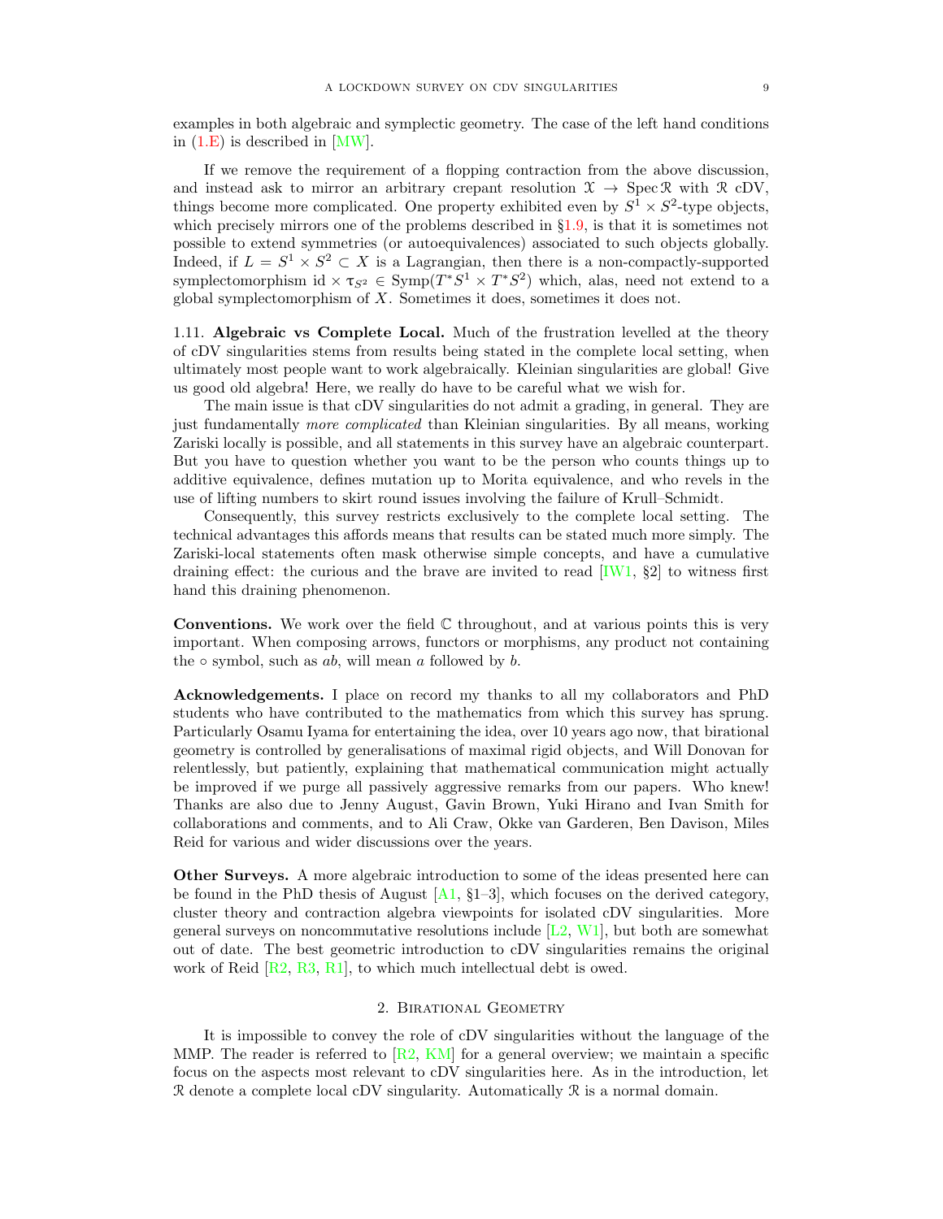examples in both algebraic and symplectic geometry. The case of the left hand conditions in (1.E) is described in [MW].

If we remove the requirement of a flopping contraction from the above discussion, and instead ask to mirror an arbitrary crepant resolution $\mathcal{X} \to \operatorname{Spec} \mathcal{R}$ with $\mathcal{R}$ cDV, things become more complicated. One property exhibited even by $S^1 \times S^2$-type objects, which precisely mirrors one of the problems described in §1.9, is that it is sometimes not possible to extend symmetries (or autoequivalences) associated to such objects globally. Indeed, if $L = S^1 \times S^2 \subset X$ is a Lagrangian, then there is a non-compactly-supported symplectomorphism $\mathrm{id} \times \tau_{S^2} \in \mathrm{Symp}(T^*S^1 \times T^*S^2)$ which, alas, need not extend to a global symplectomorphism of $X$. Sometimes it does, sometimes it does not.

1.11. **Algebraic vs Complete Local.** Much of the frustration levelled at the theory of cDV singularities stems from results being stated in the complete local setting, when ultimately most people want to work algebraically. Kleinian singularities are global! Give us good old algebra! Here, we really do have to be careful what we wish for.

The main issue is that cDV singularities do not admit a grading, in general. They are just fundamentally *more complicated* than Kleinian singularities. By all means, working Zariski locally is possible, and all statements in this survey have an algebraic counterpart. But you have to question whether you want to be the person who counts things up to additive equivalence, defines mutation up to Morita equivalence, and who revels in the use of lifting numbers to skirt round issues involving the failure of Krull–Schmidt.

Consequently, this survey restricts exclusively to the complete local setting. The technical advantages this affords means that results can be stated much more simply. The Zariski-local statements often mask otherwise simple concepts, and have a cumulative draining effect: the curious and the brave are invited to read [IW1, §2] to witness first hand this draining phenomenon.

**Conventions.** We work over the field $\mathbb{C}$ throughout, and at various points this is very important. When composing arrows, functors or morphisms, any product not containing the $\circ$ symbol, such as $ab$, will mean $a$ followed by $b$.

**Acknowledgements.** I place on record my thanks to all my collaborators and PhD students who have contributed to the mathematics from which this survey has sprung. Particularly Osamu Iyama for entertaining the idea, over 10 years ago now, that birational geometry is controlled by generalisations of maximal rigid objects, and Will Donovan for relentlessly, but patiently, explaining that mathematical communication might actually be improved if we purge all passively aggressive remarks from our papers. Who knew! Thanks are also due to Jenny August, Gavin Brown, Yuki Hirano and Ivan Smith for collaborations and comments, and to Ali Craw, Okke van Garderen, Ben Davison, Miles Reid for various and wider discussions over the years.

**Other Surveys.** A more algebraic introduction to some of the ideas presented here can be found in the PhD thesis of August [A1, §1–3], which focuses on the derived category, cluster theory and contraction algebra viewpoints for isolated cDV singularities. More general surveys on noncommutative resolutions include [L2, W1], but both are somewhat out of date. The best geometric introduction to cDV singularities remains the original work of Reid [R2, R3, R1], to which much intellectual debt is owed.

## 2. Birational Geometry

It is impossible to convey the role of cDV singularities without the language of the MMP. The reader is referred to [R2, KM] for a general overview; we maintain a specific focus on the aspects most relevant to cDV singularities here. As in the introduction, let $\mathcal{R}$ denote a complete local cDV singularity. Automatically $\mathcal{R}$ is a normal domain.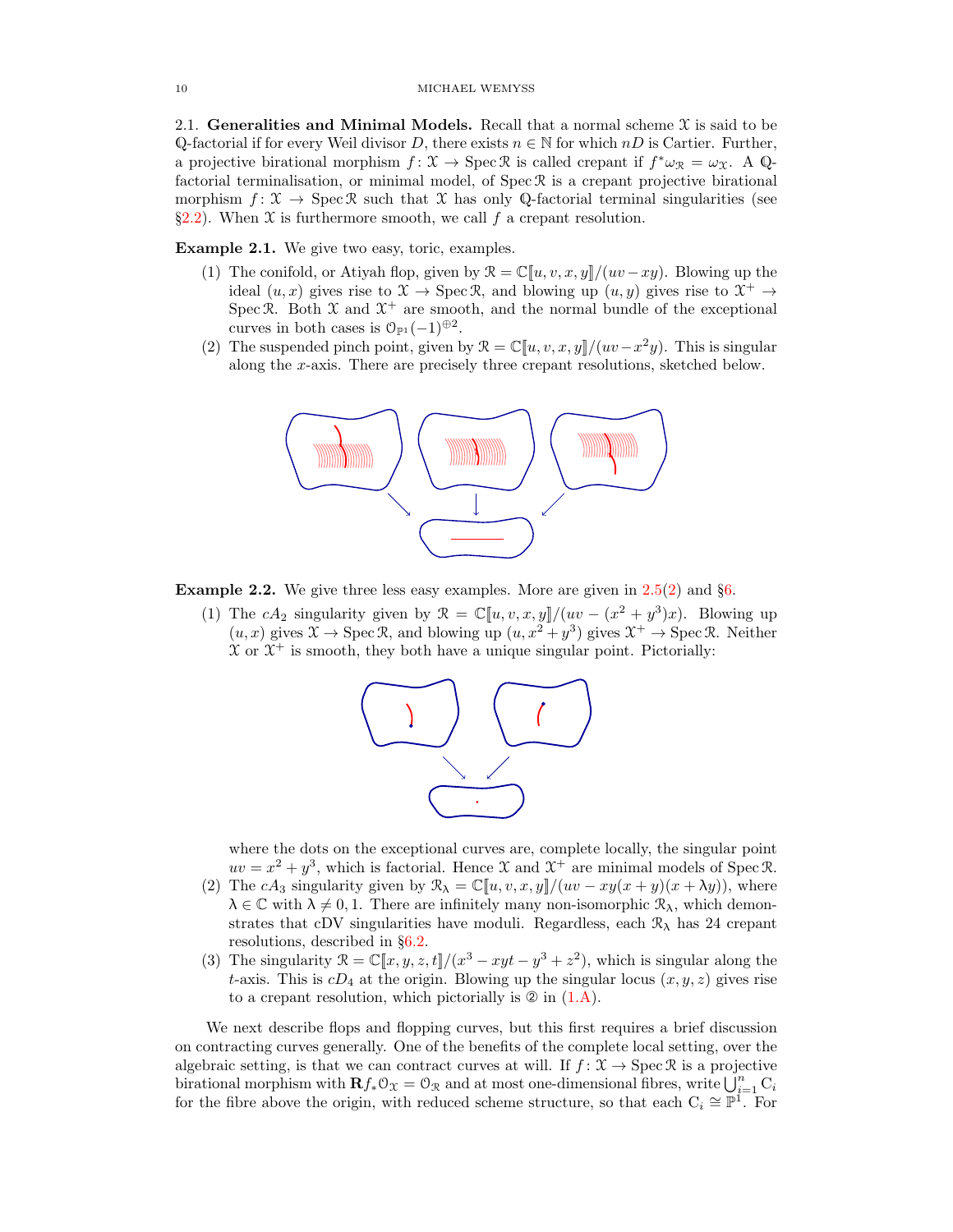**2.1. Generalities and Minimal Models.** Recall that a normal scheme $\mathcal{X}$ is said to be $\mathbb{Q}$-factorial if for every Weil divisor $D$, there exists $n \in \mathbb{N}$ for which $nD$ is Cartier. Further, a projective birational morphism $f\colon \mathcal{X} \to \operatorname{Spec} \mathcal{R}$ is called crepant if $f^*\omega_{\mathcal{R}} = \omega_{\mathcal{X}}$. A $\mathbb{Q}$-factorial terminalisation, or minimal model, of $\operatorname{Spec} \mathcal{R}$ is a crepant projective birational morphism $f\colon \mathcal{X} \to \operatorname{Spec} \mathcal{R}$ such that $\mathcal{X}$ has only $\mathbb{Q}$-factorial terminal singularities (see §2.2). When $\mathcal{X}$ is furthermore smooth, we call $f$ a crepant resolution.

**Example 2.1.** We give two easy, toric, examples.

1. The conifold, or Atiyah flop, given by $\mathcal{R} = \mathbb{C}[\![u, v, x, y]\!]/(uv - xy)$. Blowing up the ideal $(u, x)$ gives rise to $\mathcal{X} \to \operatorname{Spec} \mathcal{R}$, and blowing up $(u, y)$ gives rise to $\mathcal{X}^+ \to \operatorname{Spec} \mathcal{R}$. Both $\mathcal{X}$ and $\mathcal{X}^+$ are smooth, and the normal bundle of the exceptional curves in both cases is $\mathcal{O}_{\mathbb{P}^1}(-1)^{\oplus 2}$.
2. The suspended pinch point, given by $\mathcal{R} = \mathbb{C}[\![u, v, x, y]\!]/(uv - x^2 y)$. This is singular along the $x$-axis. There are precisely three crepant resolutions, sketched below.

**Example 2.2.** We give three less easy examples. More are given in 2.5(2) and §6.

1. The $cA_2$ singularity given by $\mathcal{R} = \mathbb{C}[\![u, v, x, y]\!]/(uv - (x^2 + y^3)x)$. Blowing up $(u, x)$ gives $\mathcal{X} \to \operatorname{Spec} \mathcal{R}$, and blowing up $(u, x^2 + y^3)$ gives $\mathcal{X}^+ \to \operatorname{Spec} \mathcal{R}$. Neither $\mathcal{X}$ or $\mathcal{X}^+$ is smooth, they both have a unique singular point. Pictorially:

   where the dots on the exceptional curves are, complete locally, the singular point $uv = x^2 + y^3$, which is factorial. Hence $\mathcal{X}$ and $\mathcal{X}^+$ are minimal models of $\operatorname{Spec} \mathcal{R}$.
2. The $cA_3$ singularity given by $\mathcal{R}_\lambda = \mathbb{C}[\![u, v, x, y]\!]/(uv - xy(x + y)(x + \lambda y))$, where $\lambda \in \mathbb{C}$ with $\lambda \neq 0, 1$. There are infinitely many non-isomorphic $\mathcal{R}_\lambda$, which demonstrates that cDV singularities have moduli. Regardless, each $\mathcal{R}_\lambda$ has 24 crepant resolutions, described in §6.2.
3. The singularity $\mathcal{R} = \mathbb{C}[\![x, y, z, t]\!]/(x^3 - xyt - y^3 + z^2)$, which is singular along the $t$-axis. This is $cD_4$ at the origin. Blowing up the singular locus $(x, y, z)$ gives rise to a crepant resolution, which pictorially is ② in (1.A).

We next describe flops and flopping curves, but this first requires a brief discussion on contracting curves generally. One of the benefits of the complete local setting, over the algebraic setting, is that we can contract curves at will. If $f\colon \mathcal{X} \to \operatorname{Spec} \mathcal{R}$ is a projective birational morphism with $\mathbf{R}f_*\mathcal{O}_{\mathcal{X}} = \mathcal{O}_{\mathcal{R}}$ and at most one-dimensional fibres, write $\bigcup_{i=1}^n \mathrm{C}_i$ for the fibre above the origin, with reduced scheme structure, so that each $\mathrm{C}_i \cong \mathbb{P}^1$. For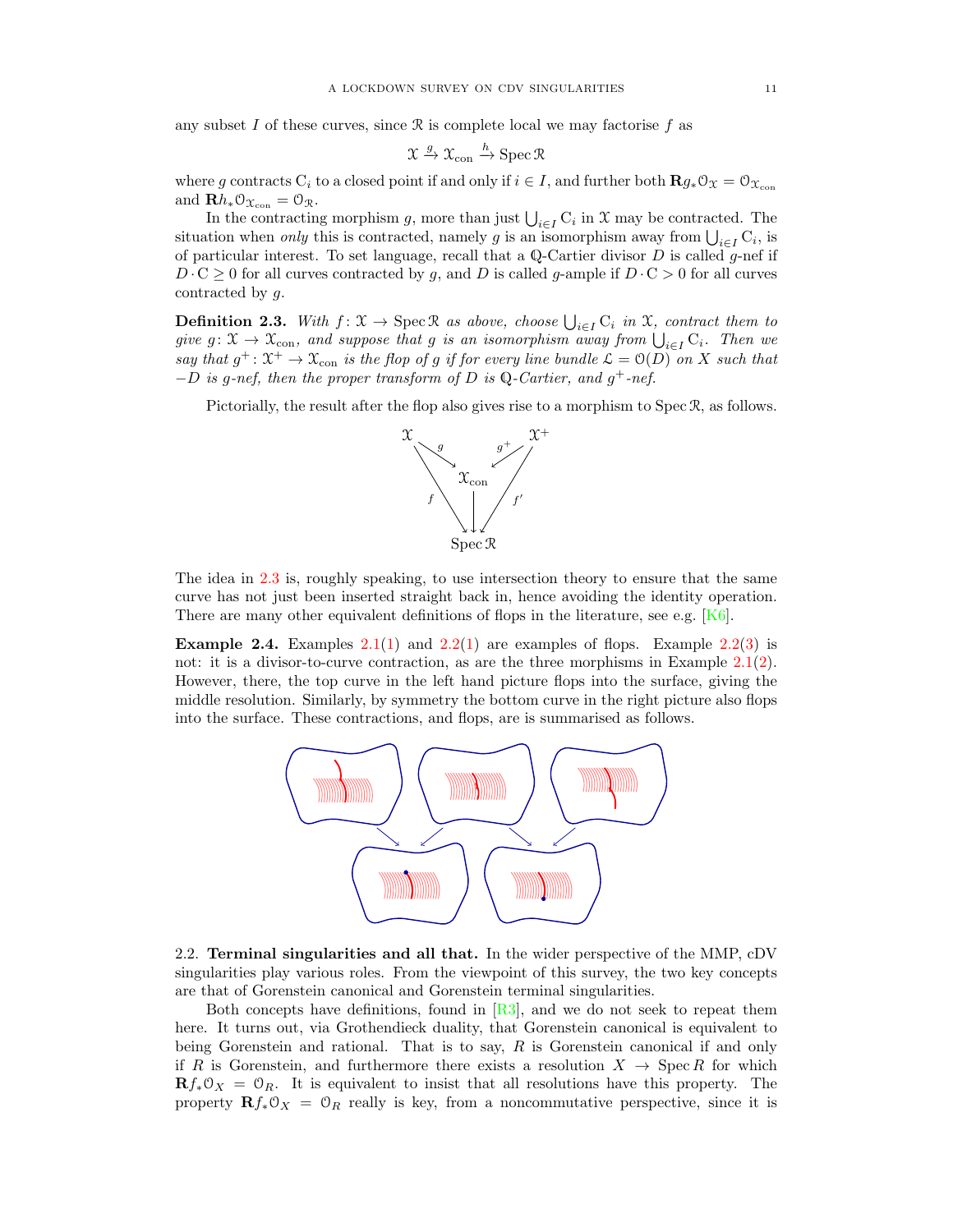any subset $I$ of these curves, since $\mathcal{R}$ is complete local we may factorise $f$ as

$$\mathcal{X} \xrightarrow{g} \mathcal{X}_{\mathrm{con}} \xrightarrow{h} \operatorname{Spec} \mathcal{R}$$

where $g$ contracts $\mathrm{C}_i$ to a closed point if and only if $i \in I$, and further both $\mathbf{R}g_*\mathcal{O}_{\mathcal{X}} = \mathcal{O}_{\mathcal{X}_{\mathrm{con}}}$ and $\mathbf{R}h_*\mathcal{O}_{\mathcal{X}_{\mathrm{con}}} = \mathcal{O}_{\mathcal{R}}$.

In the contracting morphism $g$, more than just $\bigcup_{i \in I} \mathrm{C}_i$ in $\mathcal{X}$ may be contracted. The situation when *only* this is contracted, namely $g$ is an isomorphism away from $\bigcup_{i\in I} \mathrm{C}_i$, is of particular interest. To set language, recall that a $\mathbb{Q}$-Cartier divisor $D$ is called $g$-nef if $D \cdot \mathrm{C} \geq 0$ for all curves contracted by $g$, and $D$ is called $g$-ample if $D \cdot \mathrm{C} > 0$ for all curves contracted by $g$.

**Definition 2.3.** *With $f \colon \mathcal{X} \to \operatorname{Spec} \mathcal{R}$ as above, choose $\bigcup_{i\in I} \mathrm{C}_i$ in $\mathcal{X}$, contract them to give $g \colon \mathcal{X} \to \mathcal{X}_{\mathrm{con}}$, and suppose that $g$ is an isomorphism away from $\bigcup_{i\in I} \mathrm{C}_i$. Then we say that $g^+ \colon \mathcal{X}^+ \to \mathcal{X}_{\mathrm{con}}$ is the flop of $g$ if for every line bundle $\mathcal{L} = \mathcal{O}(D)$ on $X$ such that $-D$ is $g$-nef, then the proper transform of $D$ is $\mathbb{Q}$-Cartier, and $g^+$-nef.*

Pictorially, the result after the flop also gives rise to a morphism to $\operatorname{Spec} \mathcal{R}$, as follows.

$$\begin{array}{ccccc} \mathcal{X} & \xrightarrow{g} & \mathcal{X}_{\mathrm{con}} & \xleftarrow{g^+} & \mathcal{X}^+ \\ & {\scriptstyle f}\searrow & \downarrow & \swarrow{\scriptstyle f'} & \\ & & \operatorname{Spec} \mathcal{R} & & \end{array}$$

The idea in 2.3 is, roughly speaking, to use intersection theory to ensure that the same curve has not just been inserted straight back in, hence avoiding the identity operation. There are many other equivalent definitions of flops in the literature, see e.g. [K6].

**Example 2.4.** Examples 2.1(1) and 2.2(1) are examples of flops. Example 2.2(3) is not: it is a divisor-to-curve contraction, as are the three morphisms in Example 2.1(2). However, there, the top curve in the left hand picture flops into the surface, giving the middle resolution. Similarly, by symmetry the bottom curve in the right picture also flops into the surface. These contractions, and flops, are is summarised as follows.

## 2.2. Terminal singularities and all that.

In the wider perspective of the MMP, cDV singularities play various roles. From the viewpoint of this survey, the two key concepts are that of Gorenstein canonical and Gorenstein terminal singularities.

Both concepts have definitions, found in [R3], and we do not seek to repeat them here. It turns out, via Grothendieck duality, that Gorenstein canonical is equivalent to being Gorenstein and rational. That is to say, $R$ is Gorenstein canonical if and only if $R$ is Gorenstein, and furthermore there exists a resolution $X \to \operatorname{Spec} R$ for which $\mathbf{R}f_*\mathcal{O}_X = \mathcal{O}_R$. It is equivalent to insist that all resolutions have this property. The property $\mathbf{R}f_*\mathcal{O}_X = \mathcal{O}_R$ really is key, from a noncommutative perspective, since it is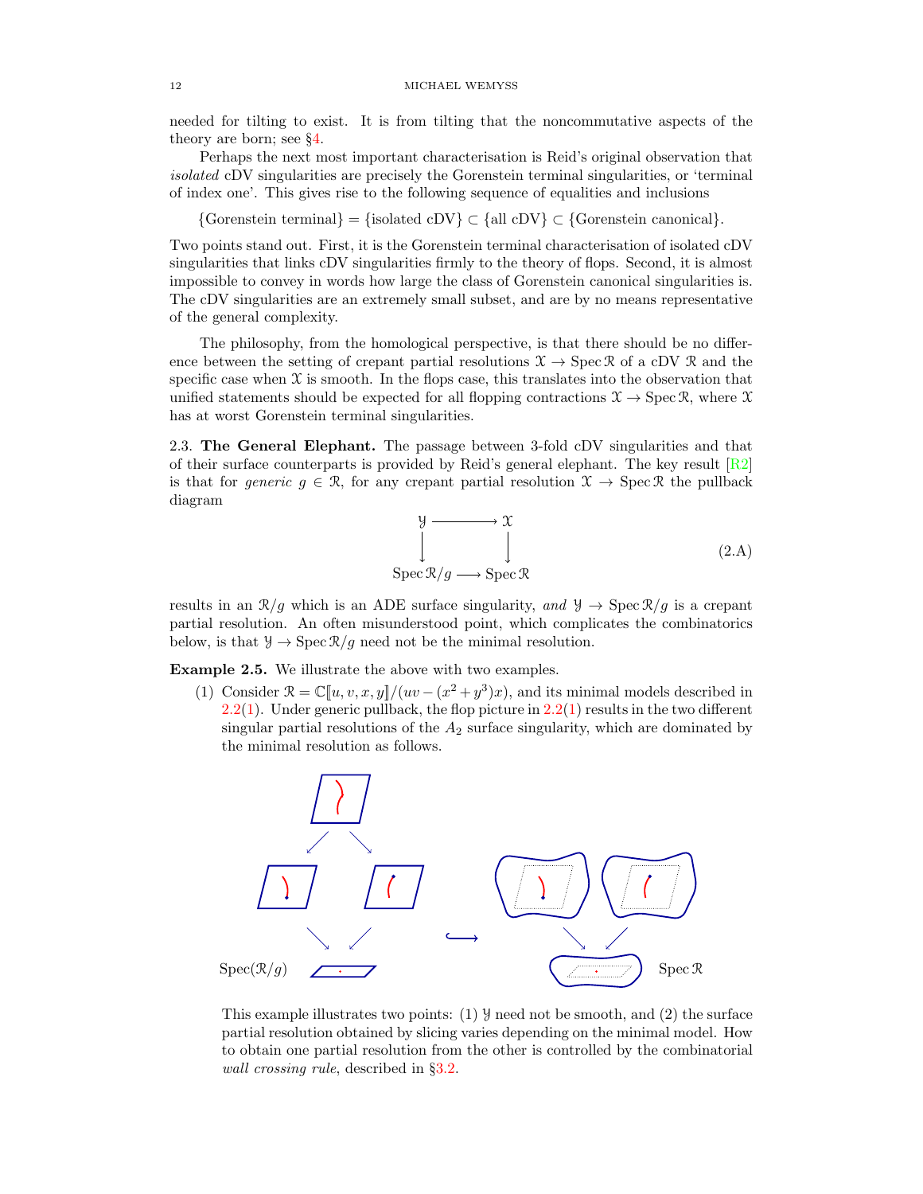needed for tilting to exist. It is from tilting that the noncommutative aspects of the theory are born; see §4.

Perhaps the next most important characterisation is Reid's original observation that *isolated* cDV singularities are precisely the Gorenstein terminal singularities, or 'terminal of index one'. This gives rise to the following sequence of equalities and inclusions

$$\{\text{Gorenstein terminal}\} = \{\text{isolated cDV}\} \subset \{\text{all cDV}\} \subset \{\text{Gorenstein canonical}\}.$$

Two points stand out. First, it is the Gorenstein terminal characterisation of isolated cDV singularities that links cDV singularities firmly to the theory of flops. Second, it is almost impossible to convey in words how large the class of Gorenstein canonical singularities is. The cDV singularities are an extremely small subset, and are by no means representative of the general complexity.

The philosophy, from the homological perspective, is that there should be no difference between the setting of crepant partial resolutions $\mathcal{X} \to \operatorname{Spec} \mathcal{R}$ of a cDV $\mathcal{R}$ and the specific case when $\mathcal{X}$ is smooth. In the flops case, this translates into the observation that unified statements should be expected for all flopping contractions $\mathcal{X} \to \operatorname{Spec} \mathcal{R}$, where $\mathcal{X}$ has at worst Gorenstein terminal singularities.

2.3. **The General Elephant.** The passage between 3-fold cDV singularities and that of their surface counterparts is provided by Reid's general elephant. The key result [R2] is that for *generic* $g \in \mathcal{R}$, for any crepant partial resolution $\mathcal{X} \to \operatorname{Spec} \mathcal{R}$ the pullback diagram

$$\begin{array}{ccc} \mathcal{Y} & \longrightarrow & \mathcal{X} \\ \downarrow & & \downarrow \\ \operatorname{Spec} \mathcal{R}/g & \longrightarrow & \operatorname{Spec} \mathcal{R} \end{array} \tag{2.A}$$

results in an $\mathcal{R}/g$ which is an ADE surface singularity, *and* $\mathcal{Y} \to \operatorname{Spec} \mathcal{R}/g$ is a crepant partial resolution. An often misunderstood point, which complicates the combinatorics below, is that $\mathcal{Y} \to \operatorname{Spec} \mathcal{R}/g$ need not be the minimal resolution.

**Example 2.5.** We illustrate the above with two examples.

(1) Consider $\mathcal{R} = \mathbb{C}[\![u, v, x, y]\!]/(uv - (x^2 + y^3)x)$, and its minimal models described in 2.2(1). Under generic pullback, the flop picture in 2.2(1) results in the two different singular partial resolutions of the $A_2$ surface singularity, which are dominated by the minimal resolution as follows.

Spec$(\mathcal{R}/g)$ $\qquad\hookrightarrow\qquad$ Spec $\mathcal{R}$

This example illustrates two points: (1) $\mathcal{Y}$ need not be smooth, and (2) the surface partial resolution obtained by slicing varies depending on the minimal model. How to obtain one partial resolution from the other is controlled by the combinatorial *wall crossing rule*, described in §3.2.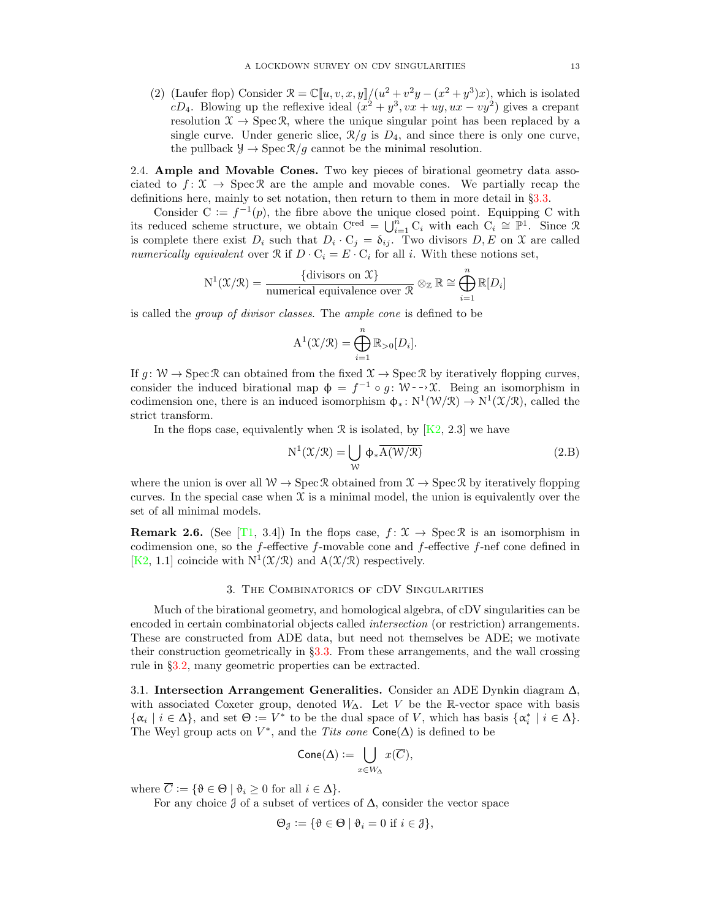(2) (Laufer flop) Consider $\mathcal{R} = \mathbb{C}[\![u,v,x,y]\!]/(u^2 + v^2y - (x^2+y^3)x)$, which is isolated $cD_4$. Blowing up the reflexive ideal $(x^2+y^3, vx+uy, ux-vy^2)$ gives a crepant resolution $\mathcal{X} \to \operatorname{Spec}\mathcal{R}$, where the unique singular point has been replaced by a single curve. Under generic slice, $\mathcal{R}/g$ is $D_4$, and since there is only one curve, the pullback $\mathcal{Y} \to \operatorname{Spec}\mathcal{R}/g$ cannot be the minimal resolution.

## 2.4. Ample and Movable Cones.

Two key pieces of birational geometry data associated to $f\colon \mathcal{X} \to \operatorname{Spec}\mathcal{R}$ are the ample and movable cones. We partially recap the definitions here, mainly to set notation, then return to them in more detail in §3.3.

Consider $\mathrm{C} := f^{-1}(p)$, the fibre above the unique closed point. Equipping C with its reduced scheme structure, we obtain $\mathrm{C}^{\mathrm{red}} = \bigcup_{i=1}^n \mathrm{C}_i$ with each $\mathrm{C}_i \cong \mathbb{P}^1$. Since $\mathcal{R}$ is complete there exist $D_i$ such that $D_i \cdot \mathrm{C}_j = \delta_{ij}$. Two divisors $D, E$ on $\mathcal{X}$ are called *numerically equivalent* over $\mathcal{R}$ if $D \cdot \mathrm{C}_i = E \cdot \mathrm{C}_i$ for all $i$. With these notions set,

$$\mathrm{N}^1(\mathcal{X}/\mathcal{R}) = \frac{\{\text{divisors on } \mathcal{X}\}}{\text{numerical equivalence over } \mathcal{R}} \otimes_{\mathbb{Z}} \mathbb{R} \cong \bigoplus_{i=1}^n \mathbb{R}[D_i]$$

is called the *group of divisor classes*. The *ample cone* is defined to be

$$\mathrm{A}^1(\mathcal{X}/\mathcal{R}) = \bigoplus_{i=1}^n \mathbb{R}_{>0}[D_i].$$

If $g\colon \mathcal{W} \to \operatorname{Spec}\mathcal{R}$ can obtained from the fixed $\mathcal{X} \to \operatorname{Spec}\mathcal{R}$ by iteratively flopping curves, consider the induced birational map $\phi = f^{-1} \circ g\colon \mathcal{W} \dashrightarrow \mathcal{X}$. Being an isomorphism in codimension one, there is an induced isomorphism $\phi_*\colon \mathrm{N}^1(\mathcal{W}/\mathcal{R}) \to \mathrm{N}^1(\mathcal{X}/\mathcal{R})$, called the strict transform.

In the flops case, equivalently when $\mathcal{R}$ is isolated, by [K2, 2.3] we have

$$\mathrm{N}^1(\mathcal{X}/\mathcal{R}) = \bigcup_{\mathcal{W}} \phi_* \overline{\mathrm{A}(\mathcal{W}/\mathcal{R})} \tag{2.B}$$

where the union is over all $\mathcal{W} \to \operatorname{Spec}\mathcal{R}$ obtained from $\mathcal{X} \to \operatorname{Spec}\mathcal{R}$ by iteratively flopping curves. In the special case when $\mathcal{X}$ is a minimal model, the union is equivalently over the set of all minimal models.

**Remark 2.6.** (See [T1, 3.4]) In the flops case, $f\colon \mathcal{X} \to \operatorname{Spec}\mathcal{R}$ is an isomorphism in codimension one, so the $f$-effective $f$-movable cone and $f$-effective $f$-nef cone defined in [K2, 1.1] coincide with $\mathrm{N}^1(\mathcal{X}/\mathcal{R})$ and $\mathrm{A}(\mathcal{X}/\mathcal{R})$ respectively.

# 3. The Combinatorics of cDV Singularities

Much of the birational geometry, and homological algebra, of cDV singularities can be encoded in certain combinatorial objects called *intersection* (or restriction) arrangements. These are constructed from ADE data, but need not themselves be ADE; we motivate their construction geometrically in §3.3. From these arrangements, and the wall crossing rule in §3.2, many geometric properties can be extracted.

## 3.1. Intersection Arrangement Generalities.

Consider an ADE Dynkin diagram $\Delta$, with associated Coxeter group, denoted $W_\Delta$. Let $V$ be the $\mathbb{R}$-vector space with basis $\{\alpha_i \mid i \in \Delta\}$, and set $\Theta := V^*$ to be the dual space of $V$, which has basis $\{\alpha_i^* \mid i \in \Delta\}$. The Weyl group acts on $V^*$, and the *Tits cone* $\mathsf{Cone}(\Delta)$ is defined to be

$$\mathsf{Cone}(\Delta) := \bigcup_{x \in W_\Delta} x(\overline{C}),$$

where $\overline{C} := \{\vartheta \in \Theta \mid \vartheta_i \geq 0 \text{ for all } i \in \Delta\}$.

For any choice $\mathcal{J}$ of a subset of vertices of $\Delta$, consider the vector space

$$\Theta_{\mathcal{J}} := \{\vartheta \in \Theta \mid \vartheta_i = 0 \text{ if } i \in \mathcal{J}\},$$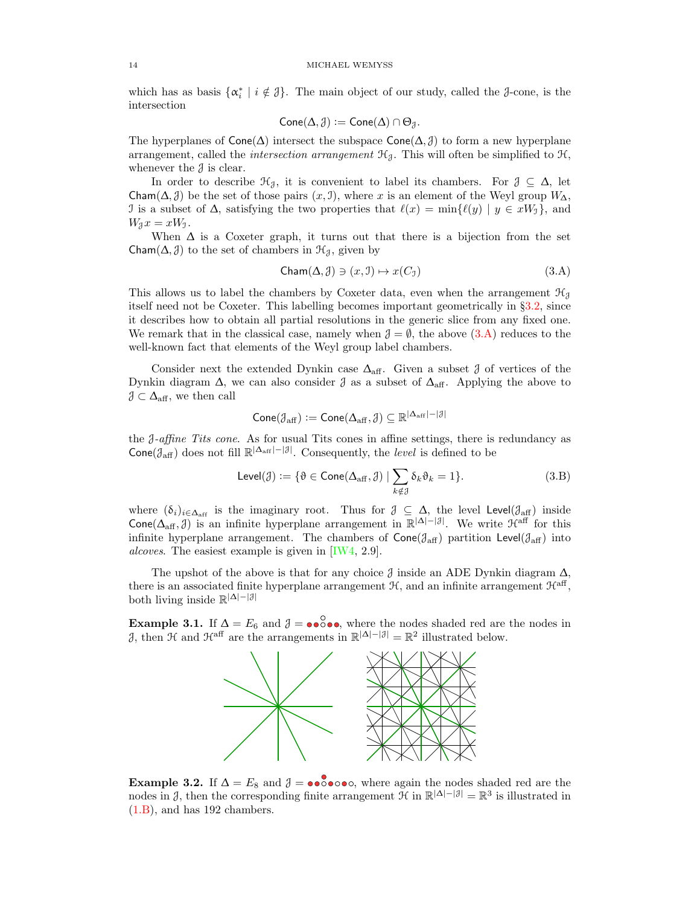which has as basis $\{\alpha_i^* \mid i \notin \mathcal{J}\}$. The main object of our study, called the $\mathcal{J}$-cone, is the intersection

$$\mathsf{Cone}(\Delta, \mathcal{J}) := \mathsf{Cone}(\Delta) \cap \Theta_{\mathcal{J}}.$$

The hyperplanes of $\mathsf{Cone}(\Delta)$ intersect the subspace $\mathsf{Cone}(\Delta, \mathcal{J})$ to form a new hyperplane arrangement, called the *intersection arrangement* $\mathcal{H}_{\mathcal{J}}$. This will often be simplified to $\mathcal{H}$, whenever the $\mathcal{J}$ is clear.

In order to describe $\mathcal{H}_{\mathcal{J}}$, it is convenient to label its chambers. For $\mathcal{J} \subseteq \Delta$, let $\mathsf{Cham}(\Delta, \mathcal{J})$ be the set of those pairs $(x, \mathcal{I})$, where $x$ is an element of the Weyl group $W_\Delta$, $\mathcal{I}$ is a subset of $\Delta$, satisfying the two properties that $\ell(x) = \min\{\ell(y) \mid y \in xW_{\mathcal{I}}\}$, and $W_{\mathcal{J}} x = x W_{\mathcal{I}}$.

When $\Delta$ is a Coxeter graph, it turns out that there is a bijection from the set $\mathsf{Cham}(\Delta, \mathcal{J})$ to the set of chambers in $\mathcal{H}_{\mathcal{J}}$, given by

$$\mathsf{Cham}(\Delta, \mathcal{J}) \ni (x, \mathcal{I}) \mapsto x(C_{\mathcal{I}}) \tag{3.A}$$

This allows us to label the chambers by Coxeter data, even when the arrangement $\mathcal{H}_{\mathcal{J}}$ itself need not be Coxeter. This labelling becomes important geometrically in §3.2, since it describes how to obtain all partial resolutions in the generic slice from any fixed one. We remark that in the classical case, namely when $\mathcal{J} = \emptyset$, the above (3.A) reduces to the well-known fact that elements of the Weyl group label chambers.

Consider next the extended Dynkin case $\Delta_{\mathrm{aff}}$. Given a subset $\mathcal{J}$ of vertices of the Dynkin diagram $\Delta$, we can also consider $\mathcal{J}$ as a subset of $\Delta_{\mathrm{aff}}$. Applying the above to $\mathcal{J} \subset \Delta_{\mathrm{aff}}$, we then call

$$\mathsf{Cone}(\mathcal{J}_{\mathrm{aff}}) := \mathsf{Cone}(\Delta_{\mathrm{aff}}, \mathcal{J}) \subseteq \mathbb{R}^{|\Delta_{\mathrm{aff}}| - |\mathcal{J}|}$$

the $\mathcal{J}$-*affine Tits cone*. As for usual Tits cones in affine settings, there is redundancy as $\mathsf{Cone}(\mathcal{J}_{\mathrm{aff}})$ does not fill $\mathbb{R}^{|\Delta_{\mathrm{aff}}| - |\mathcal{J}|}$. Consequently, the *level* is defined to be

$$\mathsf{Level}(\mathcal{J}) := \{\vartheta \in \mathsf{Cone}(\Delta_{\mathrm{aff}}, \mathcal{J}) \mid \sum_{k \notin \mathcal{J}} \delta_k \vartheta_k = 1\}. \tag{3.B}$$

where $(\delta_i)_{i \in \Delta_{\mathrm{aff}}}$ is the imaginary root. Thus for $\mathcal{J} \subseteq \Delta$, the level $\mathsf{Level}(\mathcal{J}_{\mathrm{aff}})$ inside $\mathsf{Cone}(\Delta_{\mathrm{aff}}, \mathcal{J})$ is an infinite hyperplane arrangement in $\mathbb{R}^{|\Delta| - |\mathcal{J}|}$. We write $\mathcal{H}^{\mathrm{aff}}$ for this infinite hyperplane arrangement. The chambers of $\mathsf{Cone}(\mathcal{J}_{\mathrm{aff}})$ partition $\mathsf{Level}(\mathcal{J}_{\mathrm{aff}})$ into *alcoves*. The easiest example is given in [IW4, 2.9].

The upshot of the above is that for any choice $\mathcal{J}$ inside an ADE Dynkin diagram $\Delta$, there is an associated finite hyperplane arrangement $\mathcal{H}$, and an infinite arrangement $\mathcal{H}^{\mathrm{aff}}$, both living inside $\mathbb{R}^{|\Delta| - |\mathcal{J}|}$

**Example 3.1.** If $\Delta = E_6$ and $\mathcal{J} =$ ●●○●● (with top node ○), where the nodes shaded red are the nodes in $\mathcal{J}$, then $\mathcal{H}$ and $\mathcal{H}^{\mathrm{aff}}$ are the arrangements in $\mathbb{R}^{|\Delta| - |\mathcal{J}|} = \mathbb{R}^2$ illustrated below.

**Example 3.2.** If $\Delta = E_8$ and $\mathcal{J} =$ ●●○●○●○ (with top node ●), where again the nodes shaded red are the nodes in $\mathcal{J}$, then the corresponding finite arrangement $\mathcal{H}$ in $\mathbb{R}^{|\Delta| - |\mathcal{J}|} = \mathbb{R}^3$ is illustrated in (1.B), and has 192 chambers.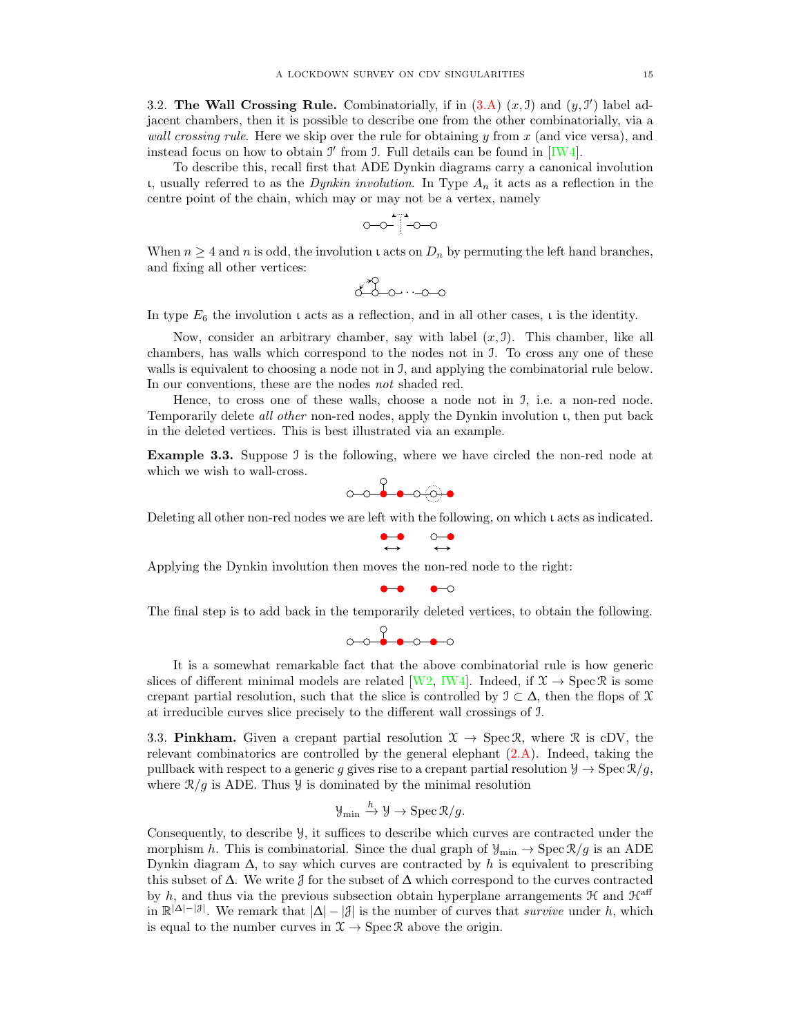3.2. **The Wall Crossing Rule.** Combinatorially, if in (3.A) $(x, \mathcal{I})$ and $(y, \mathcal{I}')$ label adjacent chambers, then it is possible to describe one from the other combinatorially, via a *wall crossing rule*. Here we skip over the rule for obtaining $y$ from $x$ (and vice versa), and instead focus on how to obtain $\mathcal{I}'$ from $\mathcal{I}$. Full details can be found in [IW4].

To describe this, recall first that ADE Dynkin diagrams carry a canonical involution $\iota$, usually referred to as the *Dynkin involution*. In Type $A_n$ it acts as a reflection in the centre point of the chain, which may or may not be a vertex, namely

When $n \geq 4$ and $n$ is odd, the involution $\iota$ acts on $D_n$ by permuting the left hand branches, and fixing all other vertices:

In type $E_6$ the involution $\iota$ acts as a reflection, and in all other cases, $\iota$ is the identity.

Now, consider an arbitrary chamber, say with label $(x, \mathcal{I})$. This chamber, like all chambers, has walls which correspond to the nodes not in $\mathcal{I}$. To cross any one of these walls is equivalent to choosing a node not in $\mathcal{I}$, and applying the combinatorial rule below. In our conventions, these are the nodes *not* shaded red.

Hence, to cross one of these walls, choose a node not in $\mathcal{I}$, i.e. a non-red node. Temporarily delete *all other* non-red nodes, apply the Dynkin involution $\iota$, then put back in the deleted vertices. This is best illustrated via an example.

**Example 3.3.** Suppose $\mathcal{I}$ is the following, where we have circled the non-red node at which we wish to wall-cross.

Deleting all other non-red nodes we are left with the following, on which $\iota$ acts as indicated.

Applying the Dynkin involution then moves the non-red node to the right:

The final step is to add back in the temporarily deleted vertices, to obtain the following.

It is a somewhat remarkable fact that the above combinatorial rule is how generic slices of different minimal models are related [W2, IW4]. Indeed, if $\mathcal{X} \to \operatorname{Spec} \mathcal{R}$ is some crepant partial resolution, such that the slice is controlled by $\mathcal{I} \subset \Delta$, then the flops of $\mathcal{X}$ at irreducible curves slice precisely to the different wall crossings of $\mathcal{I}$.

3.3. **Pinkham.** Given a crepant partial resolution $\mathcal{X} \to \operatorname{Spec} \mathcal{R}$, where $\mathcal{R}$ is cDV, the relevant combinatorics are controlled by the general elephant (2.A). Indeed, taking the pullback with respect to a generic $g$ gives rise to a crepant partial resolution $\mathcal{Y} \to \operatorname{Spec} \mathcal{R}/g$, where $\mathcal{R}/g$ is ADE. Thus $\mathcal{Y}$ is dominated by the minimal resolution

$$\mathcal{Y}_{\min} \xrightarrow{h} \mathcal{Y} \to \operatorname{Spec} \mathcal{R}/g.$$

Consequently, to describe $\mathcal{Y}$, it suffices to describe which curves are contracted under the morphism $h$. This is combinatorial. Since the dual graph of $\mathcal{Y}_{\min} \to \operatorname{Spec} \mathcal{R}/g$ is an ADE Dynkin diagram $\Delta$, to say which curves are contracted by $h$ is equivalent to prescribing this subset of $\Delta$. We write $\mathcal{J}$ for the subset of $\Delta$ which correspond to the curves contracted by $h$, and thus via the previous subsection obtain hyperplane arrangements $\mathcal{H}$ and $\mathcal{H}^{\text{aff}}$ in $\mathbb{R}^{|\Delta|-|\mathcal{J}|}$. We remark that $|\Delta| - |\mathcal{J}|$ is the number of curves that *survive* under $h$, which is equal to the number curves in $\mathcal{X} \to \operatorname{Spec} \mathcal{R}$ above the origin.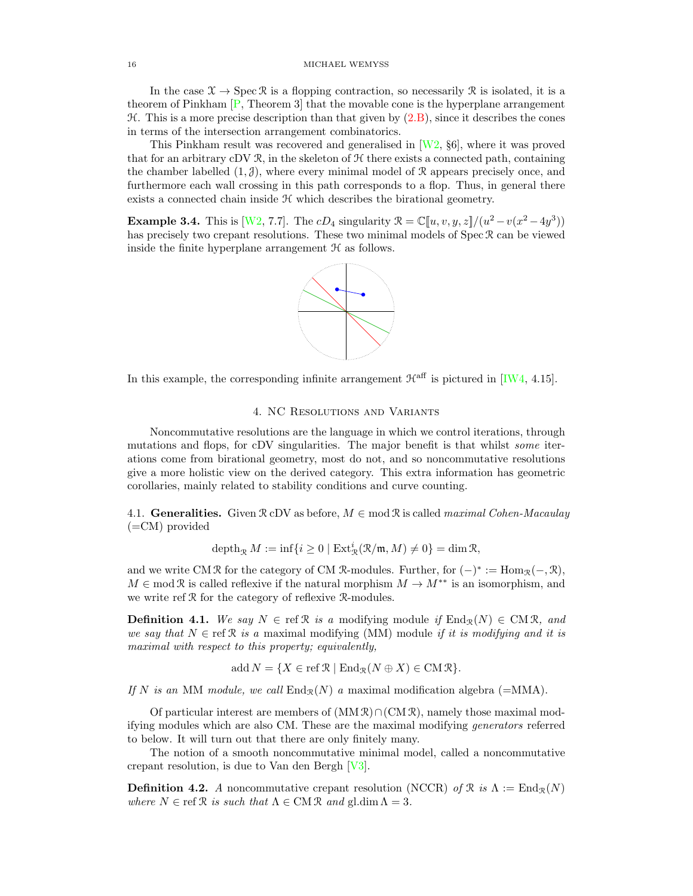In the case $\mathcal{X} \to \operatorname{Spec} \mathcal{R}$ is a flopping contraction, so necessarily $\mathcal{R}$ is isolated, it is a theorem of Pinkham [P, Theorem 3] that the movable cone is the hyperplane arrangement $\mathcal{H}$. This is a more precise description than that given by (2.B), since it describes the cones in terms of the intersection arrangement combinatorics.

This Pinkham result was recovered and generalised in [W2, §6], where it was proved that for an arbitrary cDV $\mathcal{R}$, in the skeleton of $\mathcal{H}$ there exists a connected path, containing the chamber labelled $(1, \mathcal{J})$, where every minimal model of $\mathcal{R}$ appears precisely once, and furthermore each wall crossing in this path corresponds to a flop. Thus, in general there exists a connected chain inside $\mathcal{H}$ which describes the birational geometry.

**Example 3.4.** This is [W2, 7.7]. The $cD_4$ singularity $\mathcal{R} = \mathbb{C}[\![u, v, y, z]\!]/(u^2 - v(x^2 - 4y^3))$ has precisely two crepant resolutions. These two minimal models of $\operatorname{Spec} \mathcal{R}$ can be viewed inside the finite hyperplane arrangement $\mathcal{H}$ as follows.

In this example, the corresponding infinite arrangement $\mathcal{H}^{\text{aff}}$ is pictured in [IW4, 4.15].

## 4. NC Resolutions and Variants

Noncommutative resolutions are the language in which we control iterations, through mutations and flops, for cDV singularities. The major benefit is that whilst *some* iterations come from birational geometry, most do not, and so noncommutative resolutions give a more holistic view on the derived category. This extra information has geometric corollaries, mainly related to stability conditions and curve counting.

4.1. **Generalities.** Given $\mathcal{R}$ cDV as before, $M \in \operatorname{mod} \mathcal{R}$ is called *maximal Cohen-Macaulay* (=CM) provided

$$\operatorname{depth}_{\mathcal{R}} M := \inf\{i \geq 0 \mid \operatorname{Ext}^i_{\mathcal{R}}(\mathcal{R}/\mathfrak{m}, M) \neq 0\} = \dim \mathcal{R},$$

and we write $\operatorname{CM} \mathcal{R}$ for the category of CM $\mathcal{R}$-modules. Further, for $(-)^* := \operatorname{Hom}_{\mathcal{R}}(-, \mathcal{R})$, $M \in \operatorname{mod} \mathcal{R}$ is called reflexive if the natural morphism $M \to M^{**}$ is an isomorphism, and we write $\operatorname{ref} \mathcal{R}$ for the category of reflexive $\mathcal{R}$-modules.

**Definition 4.1.** *We say $N \in \operatorname{ref} \mathcal{R}$ is a* modifying module *if $\operatorname{End}_{\mathcal{R}}(N) \in \operatorname{CM} \mathcal{R}$, and we say that $N \in \operatorname{ref} \mathcal{R}$ is a* maximal modifying (MM) module *if it is modifying and it is maximal with respect to this property; equivalently,*

$$\operatorname{add} N = \{X \in \operatorname{ref} \mathcal{R} \mid \operatorname{End}_{\mathcal{R}}(N \oplus X) \in \operatorname{CM} \mathcal{R}\}.$$

*If $N$ is an* MM *module, we call $\operatorname{End}_{\mathcal{R}}(N)$ a* maximal modification algebra (=MMA).

Of particular interest are members of $(\operatorname{MM} \mathcal{R}) \cap (\operatorname{CM} \mathcal{R})$, namely those maximal modifying modules which are also CM. These are the maximal modifying *generators* referred to below. It will turn out that there are only finitely many.

The notion of a smooth noncommutative minimal model, called a noncommutative crepant resolution, is due to Van den Bergh [V3].

**Definition 4.2.** *A* noncommutative crepant resolution (NCCR) *of $\mathcal{R}$ is $\Lambda := \operatorname{End}_{\mathcal{R}}(N)$ where $N \in \operatorname{ref} \mathcal{R}$ is such that $\Lambda \in \operatorname{CM} \mathcal{R}$ and $\operatorname{gl.dim} \Lambda = 3$.*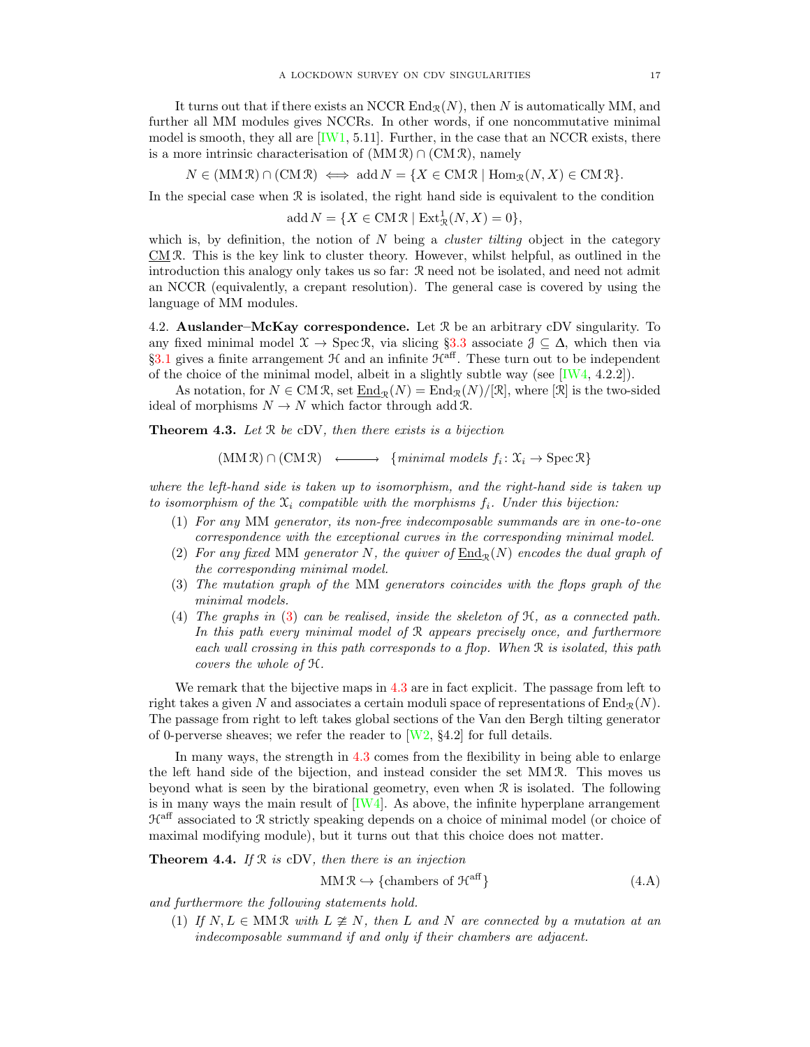It turns out that if there exists an NCCR $\operatorname{End}_{\mathcal{R}}(N)$, then $N$ is automatically MM, and further all MM modules gives NCCRs. In other words, if one noncommutative minimal model is smooth, they all are [IW1, 5.11]. Further, in the case that an NCCR exists, there is a more intrinsic characterisation of $(\operatorname{MM}\mathcal{R}) \cap (\operatorname{CM}\mathcal{R})$, namely

$$N \in (\operatorname{MM}\mathcal{R}) \cap (\operatorname{CM}\mathcal{R}) \iff \operatorname{add} N = \{X \in \operatorname{CM}\mathcal{R} \mid \operatorname{Hom}_{\mathcal{R}}(N, X) \in \operatorname{CM}\mathcal{R}\}.$$

In the special case when $\mathcal{R}$ is isolated, the right hand side is equivalent to the condition

$$\operatorname{add} N = \{X \in \operatorname{CM}\mathcal{R} \mid \operatorname{Ext}^1_{\mathcal{R}}(N, X) = 0\},$$

which is, by definition, the notion of $N$ being a *cluster tilting* object in the category $\underline{\operatorname{CM}}\,\mathcal{R}$. This is the key link to cluster theory. However, whilst helpful, as outlined in the introduction this analogy only takes us so far: $\mathcal{R}$ need not be isolated, and need not admit an NCCR (equivalently, a crepant resolution). The general case is covered by using the language of MM modules.

4.2. **Auslander–McKay correspondence.** Let $\mathcal{R}$ be an arbitrary cDV singularity. To any fixed minimal model $\mathcal{X} \to \operatorname{Spec}\mathcal{R}$, via slicing §3.3 associate $\mathcal{J} \subseteq \Delta$, which then via §3.1 gives a finite arrangement $\mathcal{H}$ and an infinite $\mathcal{H}^{\mathrm{aff}}$. These turn out to be independent of the choice of the minimal model, albeit in a slightly subtle way (see [IW4, 4.2.2]).

As notation, for $N \in \operatorname{CM}\mathcal{R}$, set $\underline{\operatorname{End}}_{\mathcal{R}}(N) = \operatorname{End}_{\mathcal{R}}(N)/[\mathcal{R}]$, where $[\mathcal{R}]$ is the two-sided ideal of morphisms $N \to N$ which factor through $\operatorname{add}\mathcal{R}$.

**Theorem 4.3.** *Let $\mathcal{R}$ be* cDV*, then there exists is a bijection*

$$(\operatorname{MM}\mathcal{R}) \cap (\operatorname{CM}\mathcal{R}) \quad \longleftrightarrow \quad \{\textit{minimal models } f_i \colon \mathcal{X}_i \to \operatorname{Spec}\mathcal{R}\}$$

*where the left-hand side is taken up to isomorphism, and the right-hand side is taken up to isomorphism of the $\mathcal{X}_i$ compatible with the morphisms $f_i$. Under this bijection:*

1. *For any* MM *generator, its non-free indecomposable summands are in one-to-one correspondence with the exceptional curves in the corresponding minimal model.*
2. *For any fixed* MM *generator $N$, the quiver of $\underline{\operatorname{End}}_{\mathcal{R}}(N)$ encodes the dual graph of the corresponding minimal model.*
3. *The mutation graph of the* MM *generators coincides with the flops graph of the minimal models.*
4. *The graphs in (3) can be realised, inside the skeleton of $\mathcal{H}$, as a connected path. In this path every minimal model of $\mathcal{R}$ appears precisely once, and furthermore each wall crossing in this path corresponds to a flop. When $\mathcal{R}$ is isolated, this path covers the whole of $\mathcal{H}$.*

We remark that the bijective maps in 4.3 are in fact explicit. The passage from left to right takes a given $N$ and associates a certain moduli space of representations of $\operatorname{End}_{\mathcal{R}}(N)$. The passage from right to left takes global sections of the Van den Bergh tilting generator of 0-perverse sheaves; we refer the reader to [W2, §4.2] for full details.

In many ways, the strength in 4.3 comes from the flexibility in being able to enlarge the left hand side of the bijection, and instead consider the set $\operatorname{MM}\mathcal{R}$. This moves us beyond what is seen by the birational geometry, even when $\mathcal{R}$ is isolated. The following is in many ways the main result of [IW4]. As above, the infinite hyperplane arrangement $\mathcal{H}^{\mathrm{aff}}$ associated to $\mathcal{R}$ strictly speaking depends on a choice of minimal model (or choice of maximal modifying module), but it turns out that this choice does not matter.

**Theorem 4.4.** *If $\mathcal{R}$ is* cDV*, then there is an injection*

$$\operatorname{MM}\mathcal{R} \hookrightarrow \{\text{chambers of } \mathcal{H}^{\mathrm{aff}}\} \tag{4.A}$$

*and furthermore the following statements hold.*

1. *If $N, L \in \operatorname{MM}\mathcal{R}$ with $L \ncong N$, then $L$ and $N$ are connected by a mutation at an indecomposable summand if and only if their chambers are adjacent.*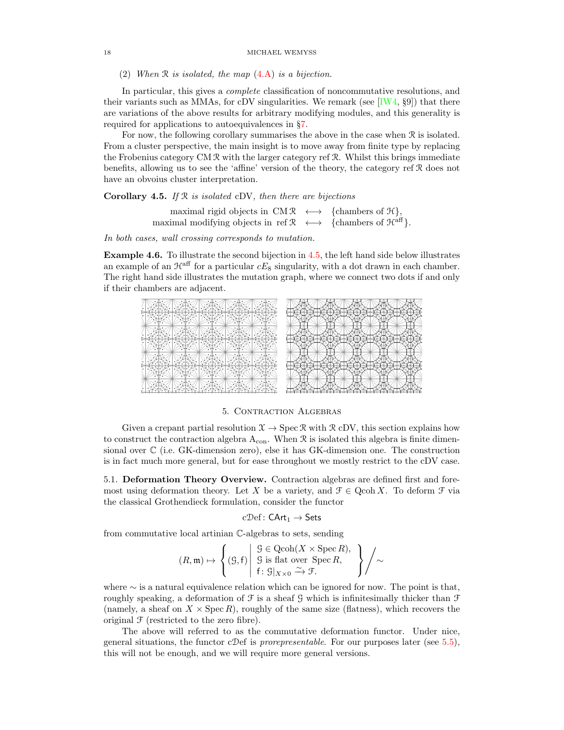(2) *When $\mathcal{R}$ is isolated, the map (4.A) is a bijection.*

In particular, this gives a *complete* classification of noncommutative resolutions, and their variants such as MMAs, for cDV singularities. We remark (see [IW4, §9]) that there are variations of the above results for arbitrary modifying modules, and this generality is required for applications to autoequivalences in §7.

For now, the following corollary summarises the above in the case when $\mathcal{R}$ is isolated. From a cluster perspective, the main insight is to move away from finite type by replacing the Frobenius category $\operatorname{CM}\mathcal{R}$ with the larger category $\operatorname{ref}\mathcal{R}$. Whilst this brings immediate benefits, allowing us to see the 'affine' version of the theory, the category $\operatorname{ref}\mathcal{R}$ does not have an obvoius cluster interpretation.

**Corollary 4.5.** *If $\mathcal{R}$ is isolated* cDV*, then there are bijections*

$$\begin{aligned} \text{maximal rigid objects in } \operatorname{CM}\mathcal{R} &\longleftrightarrow \{\text{chambers of } \mathcal{H}\}, \\ \text{maximal modifying objects in } \operatorname{ref}\mathcal{R} &\longleftrightarrow \{\text{chambers of } \mathcal{H}^{\text{aff}}\}. \end{aligned}$$

*In both cases, wall crossing corresponds to mutation.*

**Example 4.6.** To illustrate the second bijection in 4.5, the left hand side below illustrates an example of an $\mathcal{H}^{\text{aff}}$ for a particular $cE_8$ singularity, with a dot drawn in each chamber. The right hand side illustrates the mutation graph, where we connect two dots if and only if their chambers are adjacent.

## 5. Contraction Algebras

Given a crepant partial resolution $\mathcal{X} \to \operatorname{Spec}\mathcal{R}$ with $\mathcal{R}$ cDV, this section explains how to construct the contraction algebra $\mathrm{A}_{\text{con}}$. When $\mathcal{R}$ is isolated this algebra is finite dimensional over $\mathbb{C}$ (i.e. GK-dimension zero), else it has GK-dimension one. The construction is in fact much more general, but for ease throughout we mostly restrict to the cDV case.

5.1. **Deformation Theory Overview.** Contraction algebras are defined first and foremost using deformation theory. Let $X$ be a variety, and $\mathcal{F} \in \operatorname{Qcoh} X$. To deform $\mathcal{F}$ via the classical Grothendieck formulation, consider the functor

$$\mathrm{c}\mathcal{D}\mathrm{ef} \colon \mathsf{CArt}_1 \to \mathsf{Sets}$$

from commutative local artinian $\mathbb{C}$-algebras to sets, sending

$$(R, \mathfrak{m}) \mapsto \left\{ (\mathcal{G}, \mathsf{f}) \;\middle|\; \begin{array}{l} \mathcal{G} \in \operatorname{Qcoh}(X \times \operatorname{Spec} R), \\ \mathcal{G} \text{ is flat over } \operatorname{Spec} R, \\ \mathsf{f} \colon \mathcal{G}|_{X \times 0} \xrightarrow{\sim} \mathcal{F}. \end{array} \right\} \Big/ \sim$$

where $\sim$ is a natural equivalence relation which can be ignored for now. The point is that, roughly speaking, a deformation of $\mathcal{F}$ is a sheaf $\mathcal{G}$ which is infinitesimally thicker than $\mathcal{F}$ (namely, a sheaf on $X \times \operatorname{Spec} R$), roughly of the same size (flatness), which recovers the original $\mathcal{F}$ (restricted to the zero fibre).

The above will referred to as the commutative deformation functor. Under nice, general situations, the functor $\mathrm{c}\mathcal{D}\mathrm{ef}$ is *prorepresentable*. For our purposes later (see 5.5), this will not be enough, and we will require more general versions.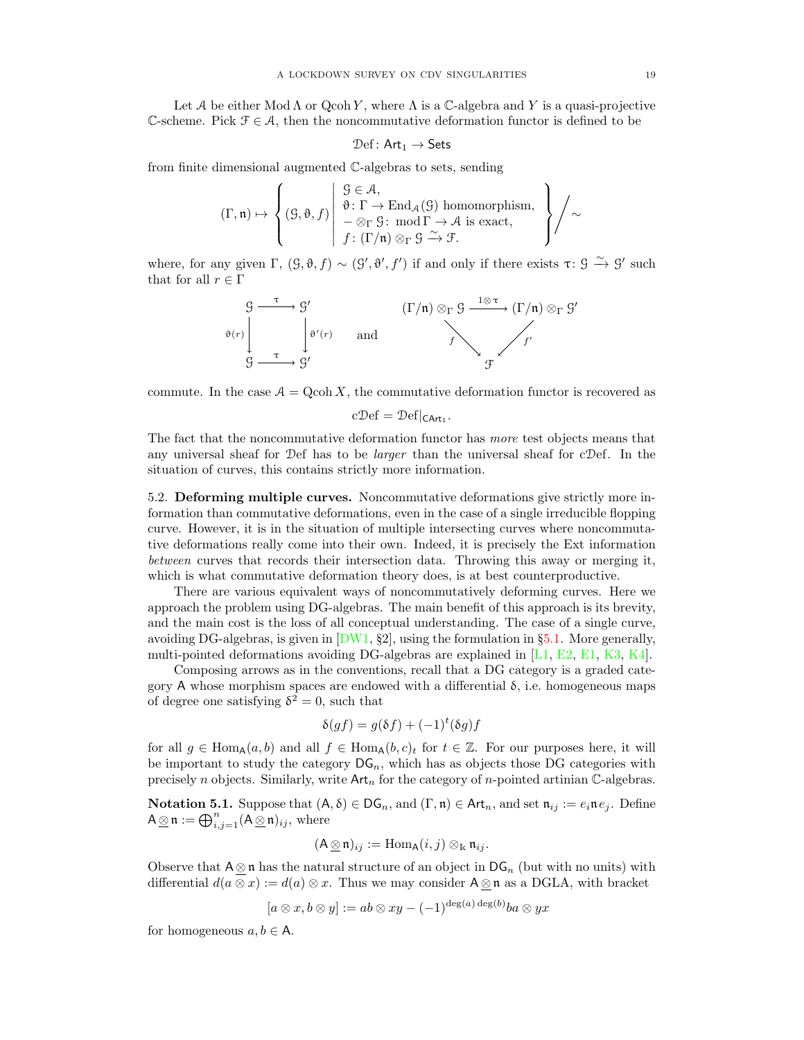Let $\mathcal{A}$ be either $\operatorname{Mod}\Lambda$ or $\operatorname{Qcoh} Y$, where $\Lambda$ is a $\mathbb{C}$-algebra and $Y$ is a quasi-projective $\mathbb{C}$-scheme. Pick $\mathcal{F} \in \mathcal{A}$, then the noncommutative deformation functor is defined to be

$$\mathcal{D}\mathrm{ef}\colon \mathsf{Art}_1 \to \mathsf{Sets}$$

from finite dimensional augmented $\mathbb{C}$-algebras to sets, sending

$$(\Gamma, \mathfrak{n}) \mapsto \left\{ (\mathcal{G}, \vartheta, f) \;\middle|\; \begin{array}{l} \mathcal{G} \in \mathcal{A}, \\ \vartheta\colon \Gamma \to \operatorname{End}_{\mathcal{A}}(\mathcal{G}) \text{ homomorphism}, \\ -\otimes_\Gamma \mathcal{G}\colon \operatorname{mod}\Gamma \to \mathcal{A} \text{ is exact}, \\ f\colon (\Gamma/\mathfrak{n}) \otimes_\Gamma \mathcal{G} \xrightarrow{\sim} \mathcal{F}. \end{array} \right\} \Big/ \sim$$

where, for any given $\Gamma$, $(\mathcal{G}, \vartheta, f) \sim (\mathcal{G}', \vartheta', f')$ if and only if there exists $\tau\colon \mathcal{G} \xrightarrow{\sim} \mathcal{G}'$ such that for all $r \in \Gamma$

$$\begin{array}{ccc} \mathcal{G} & \xrightarrow{\tau} & \mathcal{G}' \\ {\scriptstyle \vartheta(r)}\downarrow & & \downarrow{\scriptstyle \vartheta'(r)} \\ \mathcal{G} & \xrightarrow{\tau} & \mathcal{G}' \end{array} \qquad \text{and} \qquad \begin{array}{ccc} (\Gamma/\mathfrak{n}) \otimes_\Gamma \mathcal{G} & \xrightarrow{1 \otimes \tau} & (\Gamma/\mathfrak{n}) \otimes_\Gamma \mathcal{G}' \\ & {\scriptstyle f} \searrow \quad \swarrow {\scriptstyle f'} & \\ & \mathcal{F} & \end{array}$$

commute. In the case $\mathcal{A} = \operatorname{Qcoh} X$, the commutative deformation functor is recovered as

$$\mathrm{c}\mathcal{D}\mathrm{ef} = \mathcal{D}\mathrm{ef}|_{\mathsf{CArt}_1}.$$

The fact that the noncommutative deformation functor has *more* test objects means that any universal sheaf for $\mathcal{D}\mathrm{ef}$ has to be *larger* than the universal sheaf for $\mathrm{c}\mathcal{D}\mathrm{ef}$. In the situation of curves, this contains strictly more information.

5.2. **Deforming multiple curves.** Noncommutative deformations give strictly more information than commutative deformations, even in the case of a single irreducible flopping curve. However, it is in the situation of multiple intersecting curves where noncommutative deformations really come into their own. Indeed, it is precisely the Ext information *between* curves that records their intersection data. Throwing this away or merging it, which is what commutative deformation theory does, is at best counterproductive.

There are various equivalent ways of noncommutatively deforming curves. Here we approach the problem using DG-algebras. The main benefit of this approach is its brevity, and the main cost is the loss of all conceptual understanding. The case of a single curve, avoiding DG-algebras, is given in [DW1, §2], using the formulation in §5.1. More generally, multi-pointed deformations avoiding DG-algebras are explained in [L1, E2, E1, K3, K4].

Composing arrows as in the conventions, recall that a DG category is a graded category $\mathsf{A}$ whose morphism spaces are endowed with a differential $\delta$, i.e. homogeneous maps of degree one satisfying $\delta^2 = 0$, such that

$$\delta(gf) = g(\delta f) + (-1)^t (\delta g) f$$

for all $g \in \operatorname{Hom}_{\mathsf{A}}(a, b)$ and all $f \in \operatorname{Hom}_{\mathsf{A}}(b, c)_t$ for $t \in \mathbb{Z}$. For our purposes here, it will be important to study the category $\mathsf{DG}_n$, which has as objects those DG categories with precisely $n$ objects. Similarly, write $\mathsf{Art}_n$ for the category of $n$-pointed artinian $\mathbb{C}$-algebras.

**Notation 5.1.** Suppose that $(\mathsf{A}, \delta) \in \mathsf{DG}_n$, and $(\Gamma, \mathfrak{n}) \in \mathsf{Art}_n$, and set $\mathfrak{n}_{ij} := e_i \mathfrak{n} e_j$. Define $\mathsf{A} \underline{\otimes} \mathfrak{n} := \bigoplus_{i,j=1}^n (\mathsf{A} \underline{\otimes} \mathfrak{n})_{ij}$, where

$$(\mathsf{A} \underline{\otimes} \mathfrak{n})_{ij} := \operatorname{Hom}_{\mathsf{A}}(i, j) \otimes_{\Bbbk} \mathfrak{n}_{ij}.$$

Observe that $\mathsf{A} \underline{\otimes} \mathfrak{n}$ has the natural structure of an object in $\mathsf{DG}_n$ (but with no units) with differential $d(a \otimes x) := d(a) \otimes x$. Thus we may consider $\mathsf{A} \underline{\otimes} \mathfrak{n}$ as a DGLA, with bracket

$$[a \otimes x, b \otimes y] := ab \otimes xy - (-1)^{\deg(a)\deg(b)} ba \otimes yx$$

for homogeneous $a, b \in \mathsf{A}$.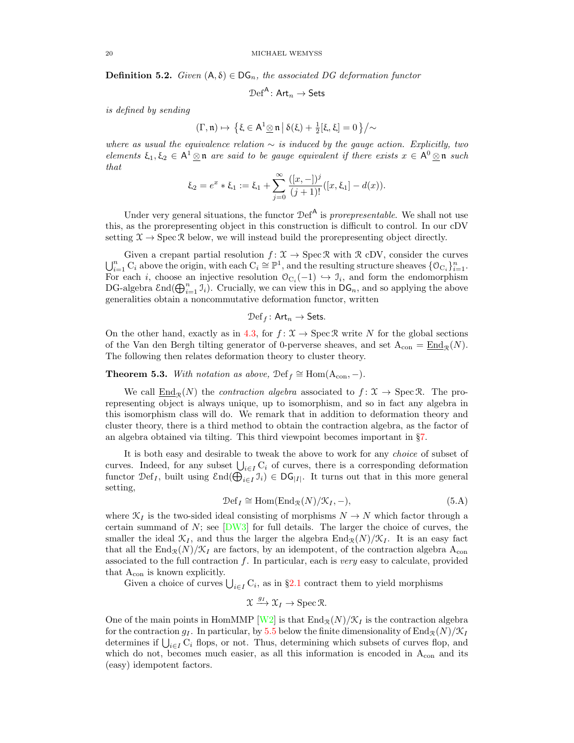**Definition 5.2.** *Given* $(\mathsf{A},\delta)\in\mathsf{DG}_n$*, the associated DG deformation functor*

$$\mathcal{D}\mathrm{ef}^{\mathsf{A}}\colon \mathsf{Art}_n\to\mathsf{Sets}$$

*is defined by sending*

$$(\Gamma,\mathfrak{n})\mapsto \left\{\xi\in\mathsf{A}^1\underline{\otimes}\,\mathfrak{n}\;\middle|\;\delta(\xi)+\tfrac{1}{2}[\xi,\xi]=0\right\}/\!\sim$$

*where as usual the equivalence relation* $\sim$ *is induced by the gauge action. Explicitly, two elements* $\xi_1,\xi_2\in\mathsf{A}^1\underline{\otimes}\,\mathfrak{n}$ *are said to be gauge equivalent if there exists* $x\in\mathsf{A}^0\underline{\otimes}\,\mathfrak{n}$ *such that*

$$\xi_2=e^x*\xi_1:=\xi_1+\sum_{j=0}^{\infty}\frac{([x,-])^j}{(j+1)!}([x,\xi_1]-d(x)).$$

Under very general situations, the functor $\mathcal{D}\mathrm{ef}^{\mathsf{A}}$ is *prorepresentable*. We shall not use this, as the prorepresenting object in this construction is difficult to control. In our cDV setting $\mathcal{X}\to\operatorname{Spec}\mathcal{R}$ below, we will instead build the prorepresenting object directly.

Given a crepant partial resolution $f\colon\mathcal{X}\to\operatorname{Spec}\mathcal{R}$ with $\mathcal{R}$ cDV, consider the curves $\bigcup_{i=1}^n\mathrm{C}_i$ above the origin, with each $\mathrm{C}_i\cong\mathbb{P}^1$, and the resulting structure sheaves $\{\mathcal{O}_{\mathrm{C}_i}\}_{i=1}^n$. For each $i$, choose an injective resolution $\mathcal{O}_{\mathrm{C}_i}(-1)\hookrightarrow\mathcal{I}_i$, and form the endomorphism DG-algebra $\mathcal{E}\mathrm{nd}(\bigoplus_{i=1}^n\mathcal{I}_i)$. Crucially, we can view this in $\mathsf{DG}_n$, and so applying the above generalities obtain a noncommutative deformation functor, written

$$\mathcal{D}\mathrm{ef}_f\colon\mathsf{Art}_n\to\mathsf{Sets}.$$

On the other hand, exactly as in 4.3, for $f\colon\mathcal{X}\to\operatorname{Spec}\mathcal{R}$ write $N$ for the global sections of the Van den Bergh tilting generator of 0-perverse sheaves, and set $\mathrm{A}_{\mathrm{con}}=\underline{\mathrm{End}}_{\mathcal{R}}(N)$. The following then relates deformation theory to cluster theory.

**Theorem 5.3.** *With notation as above,* $\mathcal{D}\mathrm{ef}_f\cong\operatorname{Hom}(\mathrm{A}_{\mathrm{con}},-)$.

We call $\underline{\mathrm{End}}_{\mathcal{R}}(N)$ the *contraction algebra* associated to $f\colon\mathcal{X}\to\operatorname{Spec}\mathcal{R}$. The prorepresenting object is always unique, up to isomorphism, and so in fact any algebra in this isomorphism class will do. We remark that in addition to deformation theory and cluster theory, there is a third method to obtain the contraction algebra, as the factor of an algebra obtained via tilting. This third viewpoint becomes important in §7.

It is both easy and desirable to tweak the above to work for any *choice* of subset of curves. Indeed, for any subset $\bigcup_{i\in I}\mathrm{C}_i$ of curves, there is a corresponding deformation functor $\mathcal{D}\mathrm{ef}_I$, built using $\mathcal{E}\mathrm{nd}(\bigoplus_{i\in I}\mathcal{I}_i)\in\mathsf{DG}_{|I|}$. It turns out that in this more general setting,

$$\mathcal{D}\mathrm{ef}_I\cong\operatorname{Hom}(\mathrm{End}_{\mathcal{R}}(N)/\mathcal{K}_I,-),\tag{5.A}$$

where $\mathcal{K}_I$ is the two-sided ideal consisting of morphisms $N\to N$ which factor through a certain summand of $N$; see [DW3] for full details. The larger the choice of curves, the smaller the ideal $\mathcal{K}_I$, and thus the larger the algebra $\mathrm{End}_{\mathcal{R}}(N)/\mathcal{K}_I$. It is an easy fact that all the $\mathrm{End}_{\mathcal{R}}(N)/\mathcal{K}_I$ are factors, by an idempotent, of the contraction algebra $\mathrm{A}_{\mathrm{con}}$ associated to the full contraction $f$. In particular, each is *very* easy to calculate, provided that $\mathrm{A}_{\mathrm{con}}$ is known explicitly.

Given a choice of curves $\bigcup_{i\in I}\mathrm{C}_i$, as in §2.1 contract them to yield morphisms

$$\mathcal{X}\xrightarrow{g_I}\mathcal{X}_I\to\operatorname{Spec}\mathcal{R}.$$

One of the main points in HomMMP [W2] is that $\mathrm{End}_{\mathcal{R}}(N)/\mathcal{K}_I$ is the contraction algebra for the contraction $g_I$. In particular, by 5.5 below the finite dimensionality of $\mathrm{End}_{\mathcal{R}}(N)/\mathcal{K}_I$ determines if $\bigcup_{i\in I}\mathrm{C}_i$ flops, or not. Thus, determining which subsets of curves flop, and which do not, becomes much easier, as all this information is encoded in $\mathrm{A}_{\mathrm{con}}$ and its (easy) idempotent factors.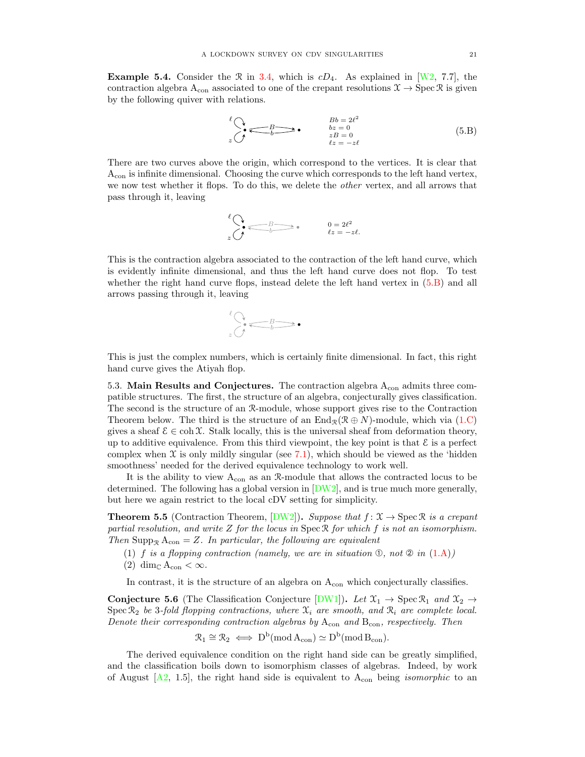**Example 5.4.** Consider the $\mathcal{R}$ in 3.4, which is $cD_4$. As explained in [W2, 7.7], the contraction algebra $\mathrm{A}_{\mathrm{con}}$ associated to one of the crepant resolutions $\mathcal{X} \to \operatorname{Spec} \mathcal{R}$ is given by the following quiver with relations.

$$\ell, z \circlearrowright \bullet \underset{b}{\overset{B}{\rightleftarrows}} \bullet \qquad \begin{array}{l} Bb = 2\ell^2 \\ bz = 0 \\ zB = 0 \\ \ell z = -z\ell \end{array} \tag{5.B}$$

There are two curves above the origin, which correspond to the vertices. It is clear that $\mathrm{A}_{\mathrm{con}}$ is infinite dimensional. Choosing the curve which corresponds to the left hand vertex, we now test whether it flops. To do this, we delete the *other* vertex, and all arrows that pass through it, leaving

$$\ell, z \circlearrowright \bullet \qquad \begin{array}{l} 0 = 2\ell^2 \\ \ell z = -z\ell. \end{array}$$

This is the contraction algebra associated to the contraction of the left hand curve, which is evidently infinite dimensional, and thus the left hand curve does not flop. To test whether the right hand curve flops, instead delete the left hand vertex in (5.B) and all arrows passing through it, leaving

$$\bullet$$

This is just the complex numbers, which is certainly finite dimensional. In fact, this right hand curve gives the Atiyah flop.

5.3. **Main Results and Conjectures.** The contraction algebra $\mathrm{A}_{\mathrm{con}}$ admits three compatible structures. The first, the structure of an algebra, conjecturally gives classification. The second is the structure of an $\mathcal{R}$-module, whose support gives rise to the Contraction Theorem below. The third is the structure of an $\operatorname{End}_{\mathcal{R}}(\mathcal{R} \oplus N)$-module, which via (1.C) gives a sheaf $\mathcal{E} \in \operatorname{coh} \mathcal{X}$. Stalk locally, this is the universal sheaf from deformation theory, up to additive equivalence. From this third viewpoint, the key point is that $\mathcal{E}$ is a perfect complex when $\mathcal{X}$ is only mildly singular (see 7.1), which should be viewed as the 'hidden smoothness' needed for the derived equivalence technology to work well.

It is the ability to view $\mathrm{A}_{\mathrm{con}}$ as an $\mathcal{R}$-module that allows the contracted locus to be determined. The following has a global version in [DW2], and is true much more generally, but here we again restrict to the local cDV setting for simplicity.

**Theorem 5.5** (Contraction Theorem, [DW2])**.** *Suppose that $f\colon \mathcal{X} \to \operatorname{Spec} \mathcal{R}$ is a crepant partial resolution, and write $Z$ for the locus in $\operatorname{Spec} \mathcal{R}$ for which $f$ is not an isomorphism. Then $\operatorname{Supp}_{\mathcal{R}} \mathrm{A}_{\mathrm{con}} = Z$. In particular, the following are equivalent*

(1) *$f$ is a flopping contraction (namely, we are in situation ①, not ② in (1.A))*
(2) $\dim_{\mathbb{C}} \mathrm{A}_{\mathrm{con}} < \infty$.

In contrast, it is the structure of an algebra on $\mathrm{A}_{\mathrm{con}}$ which conjecturally classifies.

**Conjecture 5.6** (The Classification Conjecture [DW1])**.** *Let $\mathcal{X}_1 \to \operatorname{Spec} \mathcal{R}_1$ and $\mathcal{X}_2 \to \operatorname{Spec} \mathcal{R}_2$ be 3-fold flopping contractions, where $\mathcal{X}_i$ are smooth, and $\mathcal{R}_i$ are complete local. Denote their corresponding contraction algebras by $\mathrm{A}_{\mathrm{con}}$ and $\mathrm{B}_{\mathrm{con}}$, respectively. Then*

$$\mathcal{R}_1 \cong \mathcal{R}_2 \iff \mathrm{D}^{\mathrm{b}}(\operatorname{mod} \mathrm{A}_{\mathrm{con}}) \simeq \mathrm{D}^{\mathrm{b}}(\operatorname{mod} \mathrm{B}_{\mathrm{con}}).$$

The derived equivalence condition on the right hand side can be greatly simplified, and the classification boils down to isomorphism classes of algebras. Indeed, by work of August [A2, 1.5], the right hand side is equivalent to $\mathrm{A}_{\mathrm{con}}$ being *isomorphic* to an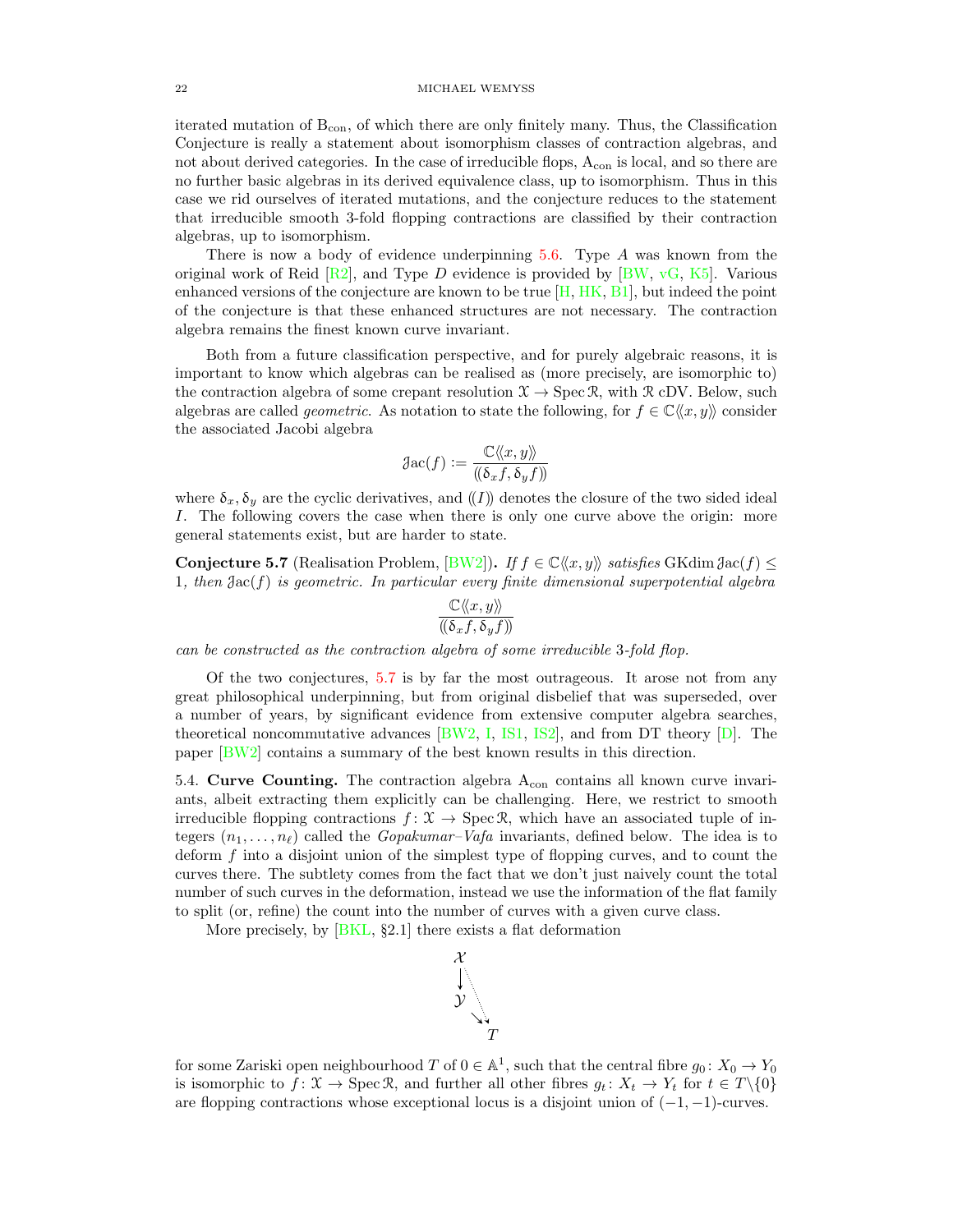iterated mutation of $\mathrm{B_{con}}$, of which there are only finitely many. Thus, the Classification Conjecture is really a statement about isomorphism classes of contraction algebras, and not about derived categories. In the case of irreducible flops, $\mathrm{A_{con}}$ is local, and so there are no further basic algebras in its derived equivalence class, up to isomorphism. Thus in this case we rid ourselves of iterated mutations, and the conjecture reduces to the statement that irreducible smooth 3-fold flopping contractions are classified by their contraction algebras, up to isomorphism.

There is now a body of evidence underpinning 5.6. Type $A$ was known from the original work of Reid [R2], and Type $D$ evidence is provided by [BW, vG, K5]. Various enhanced versions of the conjecture are known to be true [H, HK, B1], but indeed the point of the conjecture is that these enhanced structures are not necessary. The contraction algebra remains the finest known curve invariant.

Both from a future classification perspective, and for purely algebraic reasons, it is important to know which algebras can be realised as (more precisely, are isomorphic to) the contraction algebra of some crepant resolution $\mathcal{X} \to \operatorname{Spec} \mathcal{R}$, with $\mathcal{R}$ cDV. Below, such algebras are called *geometric*. As notation to state the following, for $f \in \mathbb{C}\langle\langle x, y\rangle\rangle$ consider the associated Jacobi algebra

$$\mathcal{J}\mathrm{ac}(f) := \frac{\mathbb{C}\langle\langle x, y\rangle\rangle}{(\!(\delta_x f, \delta_y f)\!)}$$

where $\delta_x, \delta_y$ are the cyclic derivatives, and $(\!(I)\!)$ denotes the closure of the two sided ideal $I$. The following covers the case when there is only one curve above the origin: more general statements exist, but are harder to state.

**Conjecture 5.7** (Realisation Problem, [BW2])**.** *If $f \in \mathbb{C}\langle\langle x, y\rangle\rangle$ satisfies $\operatorname{GKdim} \mathcal{J}\mathrm{ac}(f) \leq 1$, then $\mathcal{J}\mathrm{ac}(f)$ is geometric. In particular every finite dimensional superpotential algebra*

$$\frac{\mathbb{C}\langle\langle x, y\rangle\rangle}{(\!(\delta_x f, \delta_y f)\!)}$$

*can be constructed as the contraction algebra of some irreducible 3-fold flop.*

Of the two conjectures, 5.7 is by far the most outrageous. It arose not from any great philosophical underpinning, but from original disbelief that was superseded, over a number of years, by significant evidence from extensive computer algebra searches, theoretical noncommutative advances [BW2, I, IS1, IS2], and from DT theory [D]. The paper [BW2] contains a summary of the best known results in this direction.

5.4. **Curve Counting.** The contraction algebra $\mathrm{A_{con}}$ contains all known curve invariants, albeit extracting them explicitly can be challenging. Here, we restrict to smooth irreducible flopping contractions $f\colon \mathcal{X} \to \operatorname{Spec} \mathcal{R}$, which have an associated tuple of integers $(n_1, \ldots, n_\ell)$ called the *Gopakumar–Vafa* invariants, defined below. The idea is to deform $f$ into a disjoint union of the simplest type of flopping curves, and to count the curves there. The subtlety comes from the fact that we don't just naively count the total number of such curves in the deformation, instead we use the information of the flat family to split (or, refine) the count into the number of curves with a given curve class.

More precisely, by [BKL, §2.1] there exists a flat deformation

$$\begin{array}{l} \mathcal{X} \\ \downarrow \quad \searrow \\ \mathcal{Y} \\ \quad \searrow \\ \qquad T \end{array}$$

for some Zariski open neighbourhood $T$ of $0 \in \mathbb{A}^1$, such that the central fibre $g_0\colon X_0 \to Y_0$ is isomorphic to $f\colon \mathcal{X} \to \operatorname{Spec} \mathcal{R}$, and further all other fibres $g_t\colon X_t \to Y_t$ for $t \in T\backslash\{0\}$ are flopping contractions whose exceptional locus is a disjoint union of $(-1,-1)$-curves.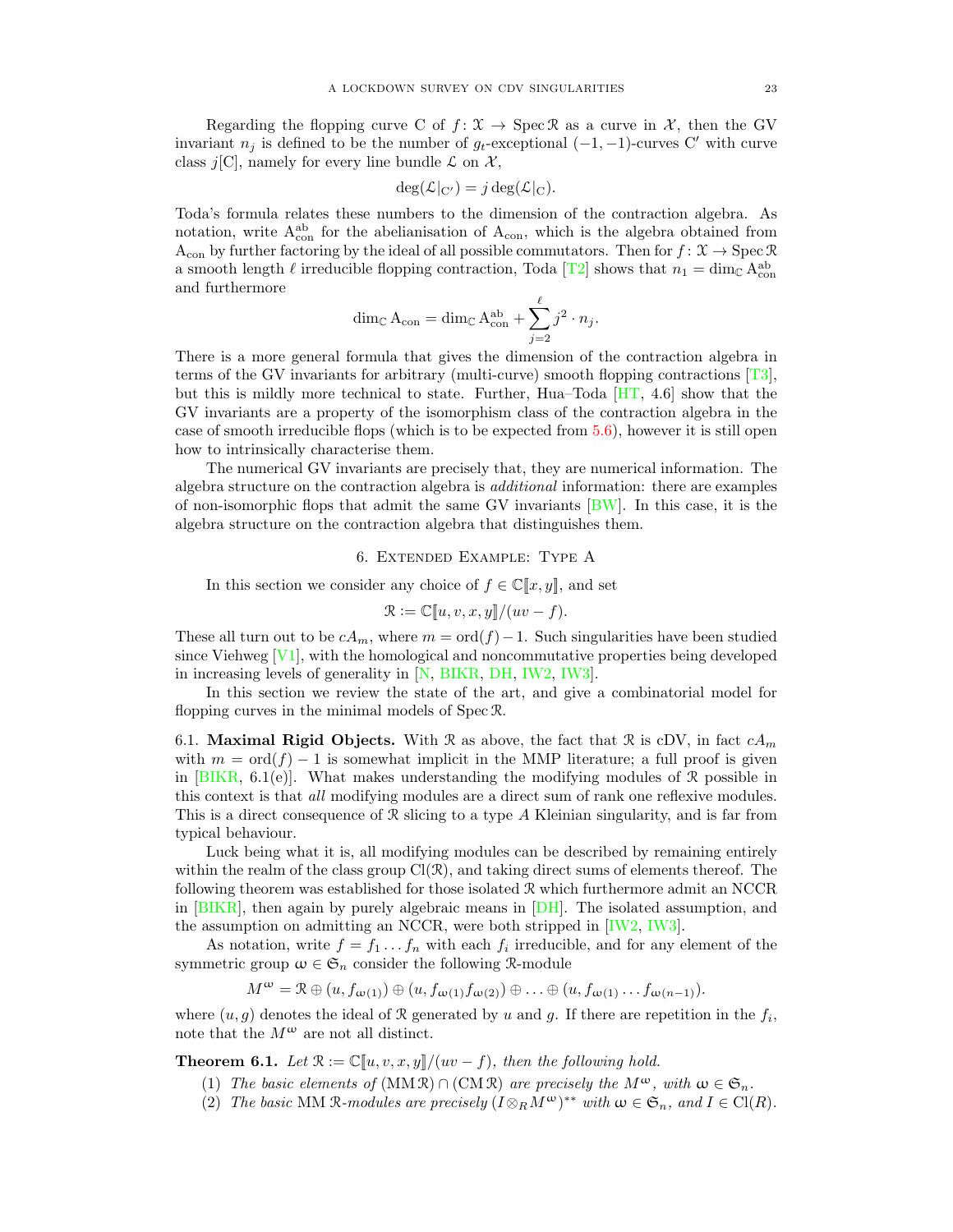Regarding the flopping curve C of $f\colon \mathcal{X} \to \operatorname{Spec} \mathcal{R}$ as a curve in $\mathcal{X}$, then the GV invariant $n_j$ is defined to be the number of $g_t$-exceptional $(-1,-1)$-curves $\mathrm{C}'$ with curve class $j[\mathrm{C}]$, namely for every line bundle $\mathcal{L}$ on $\mathcal{X}$,

$$\deg(\mathcal{L}|_{\mathrm{C}'}) = j \deg(\mathcal{L}|_{\mathrm{C}}).$$

Toda's formula relates these numbers to the dimension of the contraction algebra. As notation, write $\mathrm{A}_{\mathrm{con}}^{\mathrm{ab}}$ for the abelianisation of $\mathrm{A}_{\mathrm{con}}$, which is the algebra obtained from $\mathrm{A}_{\mathrm{con}}$ by further factoring by the ideal of all possible commutators. Then for $f\colon \mathcal{X} \to \operatorname{Spec} \mathcal{R}$ a smooth length $\ell$ irreducible flopping contraction, Toda [T2] shows that $n_1 = \dim_{\mathbb{C}} \mathrm{A}_{\mathrm{con}}^{\mathrm{ab}}$ and furthermore

$$\dim_{\mathbb{C}} \mathrm{A}_{\mathrm{con}} = \dim_{\mathbb{C}} \mathrm{A}_{\mathrm{con}}^{\mathrm{ab}} + \sum_{j=2}^{\ell} j^2 \cdot n_j.$$

There is a more general formula that gives the dimension of the contraction algebra in terms of the GV invariants for arbitrary (multi-curve) smooth flopping contractions [T3], but this is mildly more technical to state. Further, Hua–Toda [HT, 4.6] show that the GV invariants are a property of the isomorphism class of the contraction algebra in the case of smooth irreducible flops (which is to be expected from 5.6), however it is still open how to intrinsically characterise them.

The numerical GV invariants are precisely that, they are numerical information. The algebra structure on the contraction algebra is *additional* information: there are examples of non-isomorphic flops that admit the same GV invariants [BW]. In this case, it is the algebra structure on the contraction algebra that distinguishes them.

## 6. Extended Example: Type A

In this section we consider any choice of $f \in \mathbb{C}[\![x,y]\!]$, and set

$$\mathcal{R} := \mathbb{C}[\![u,v,x,y]\!]/(uv - f).$$

These all turn out to be $cA_m$, where $m = \operatorname{ord}(f) - 1$. Such singularities have been studied since Viehweg [V1], with the homological and noncommutative properties being developed in increasing levels of generality in [N, BIKR, DH, IW2, IW3].

In this section we review the state of the art, and give a combinatorial model for flopping curves in the minimal models of $\operatorname{Spec} \mathcal{R}$.

### 6.1. Maximal Rigid Objects.

With $\mathcal{R}$ as above, the fact that $\mathcal{R}$ is cDV, in fact $cA_m$ with $m = \operatorname{ord}(f) - 1$ is somewhat implicit in the MMP literature; a full proof is given in [BIKR, 6.1(e)]. What makes understanding the modifying modules of $\mathcal{R}$ possible in this context is that *all* modifying modules are a direct sum of rank one reflexive modules. This is a direct consequence of $\mathcal{R}$ slicing to a type $A$ Kleinian singularity, and is far from typical behaviour.

Luck being what it is, all modifying modules can be described by remaining entirely within the realm of the class group $\operatorname{Cl}(\mathcal{R})$, and taking direct sums of elements thereof. The following theorem was established for those isolated $\mathcal{R}$ which furthermore admit an NCCR in [BIKR], then again by purely algebraic means in [DH]. The isolated assumption, and the assumption on admitting an NCCR, were both stripped in [IW2, IW3].

As notation, write $f = f_1 \dots f_n$ with each $f_i$ irreducible, and for any element of the symmetric group $\omega \in \mathfrak{S}_n$ consider the following $\mathcal{R}$-module

$$M^{\omega} = \mathcal{R} \oplus (u, f_{\omega(1)}) \oplus (u, f_{\omega(1)} f_{\omega(2)}) \oplus \dots \oplus (u, f_{\omega(1)} \dots f_{\omega(n-1)}).$$

where $(u, g)$ denotes the ideal of $\mathcal{R}$ generated by $u$ and $g$. If there are repetition in the $f_i$, note that the $M^{\omega}$ are not all distinct.

**Theorem 6.1.** *Let $\mathcal{R} := \mathbb{C}[\![u,v,x,y]\!]/(uv - f)$, then the following hold.*

1. *The basic elements of $(\operatorname{MM} \mathcal{R}) \cap (\operatorname{CM} \mathcal{R})$ are precisely the $M^{\omega}$, with $\omega \in \mathfrak{S}_n$.*
2. *The basic* MM *$\mathcal{R}$-modules are precisely $(I \otimes_R M^{\omega})^{**}$ with $\omega \in \mathfrak{S}_n$, and $I \in \operatorname{Cl}(R)$.*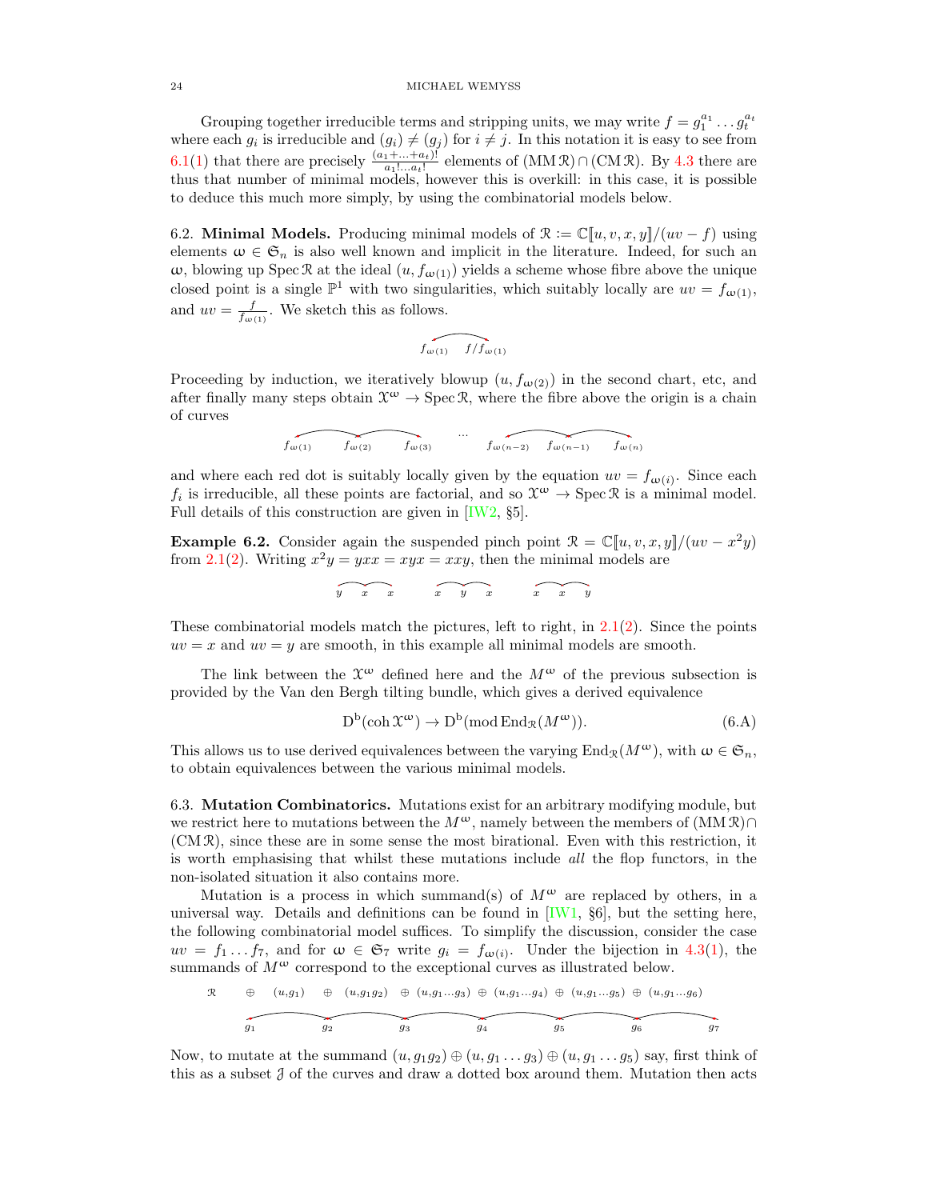Grouping together irreducible terms and stripping units, we may write $f = g_1^{a_1} \dots g_t^{a_t}$ where each $g_i$ is irreducible and $(g_i) \neq (g_j)$ for $i \neq j$. In this notation it is easy to see from 6.1(1) that there are precisely $\frac{(a_1+\dots+a_t)!}{a_1!\dots a_t!}$ elements of $(\mathrm{MM}\,\mathcal{R}) \cap (\mathrm{CM}\,\mathcal{R})$. By 4.3 there are thus that number of minimal models, however this is overkill: in this case, it is possible to deduce this much more simply, by using the combinatorial models below.

6.2. **Minimal Models.** Producing minimal models of $\mathcal{R} := \mathbb{C}[\![u,v,x,y]\!]/(uv-f)$ using elements $\omega \in \mathfrak{S}_n$ is also well known and implicit in the literature. Indeed, for such an $\omega$, blowing up $\operatorname{Spec}\mathcal{R}$ at the ideal $(u, f_{\omega(1)})$ yields a scheme whose fibre above the unique closed point is a single $\mathbb{P}^1$ with two singularities, which suitably locally are $uv = f_{\omega(1)}$, and $uv = \frac{f}{f_{\omega(1)}}$. We sketch this as follows.

$$f_{\omega(1)} \qquad f/f_{\omega(1)}$$

Proceeding by induction, we iteratively blowup $(u, f_{\omega(2)})$ in the second chart, etc, and after finally many steps obtain $\mathcal{X}^\omega \to \operatorname{Spec}\mathcal{R}$, where the fibre above the origin is a chain of curves

$$f_{\omega(1)} \quad f_{\omega(2)} \quad f_{\omega(3)} \quad \dots \quad f_{\omega(n-2)} \quad f_{\omega(n-1)} \quad f_{\omega(n)}$$

and where each red dot is suitably locally given by the equation $uv = f_{\omega(i)}$. Since each $f_i$ is irreducible, all these points are factorial, and so $\mathcal{X}^\omega \to \operatorname{Spec}\mathcal{R}$ is a minimal model. Full details of this construction are given in [IW2, §5].

**Example 6.2.** Consider again the suspended pinch point $\mathcal{R} = \mathbb{C}[\![u,v,x,y]\!]/(uv - x^2y)$ from 2.1(2). Writing $x^2y = yxx = xyx = xxy$, then the minimal models are

$$y \quad x \quad x \qquad\qquad x \quad y \quad x \qquad\qquad x \quad x \quad y$$

These combinatorial models match the pictures, left to right, in 2.1(2). Since the points $uv = x$ and $uv = y$ are smooth, in this example all minimal models are smooth.

The link between the $\mathcal{X}^\omega$ defined here and the $M^\omega$ of the previous subsection is provided by the Van den Bergh tilting bundle, which gives a derived equivalence

$$\mathrm{D}^{\mathrm{b}}(\operatorname{coh}\mathcal{X}^\omega) \to \mathrm{D}^{\mathrm{b}}(\operatorname{mod}\operatorname{End}_{\mathcal{R}}(M^\omega)). \tag{6.A}$$

This allows us to use derived equivalences between the varying $\operatorname{End}_{\mathcal{R}}(M^\omega)$, with $\omega \in \mathfrak{S}_n$, to obtain equivalences between the various minimal models.

6.3. **Mutation Combinatorics.** Mutations exist for an arbitrary modifying module, but we restrict here to mutations between the $M^\omega$, namely between the members of $(\mathrm{MM}\,\mathcal{R}) \cap (\mathrm{CM}\,\mathcal{R})$, since these are in some sense the most birational. Even with this restriction, it is worth emphasising that whilst these mutations include *all* the flop functors, in the non-isolated situation it also contains more.

Mutation is a process in which summand(s) of $M^\omega$ are replaced by others, in a universal way. Details and definitions can be found in [IW1, §6], but the setting here, the following combinatorial model suffices. To simplify the discussion, consider the case $uv = f_1 \dots f_7$, and for $\omega \in \mathfrak{S}_7$ write $g_i = f_{\omega(i)}$. Under the bijection in 4.3(1), the summands of $M^\omega$ correspond to the exceptional curves as illustrated below.

$$\mathcal{R} \quad \oplus \quad (u,g_1) \quad \oplus \quad (u,g_1g_2) \quad \oplus \quad (u,g_1\dots g_3) \quad \oplus \quad (u,g_1\dots g_4) \quad \oplus \quad (u,g_1\dots g_5) \quad \oplus \quad (u,g_1\dots g_6)$$

$$g_1 \quad g_2 \quad g_3 \quad g_4 \quad g_5 \quad g_6 \quad g_7$$

Now, to mutate at the summand $(u,g_1g_2) \oplus (u,g_1\dots g_3) \oplus (u,g_1\dots g_5)$ say, first think of this as a subset $\mathcal{J}$ of the curves and draw a dotted box around them. Mutation then acts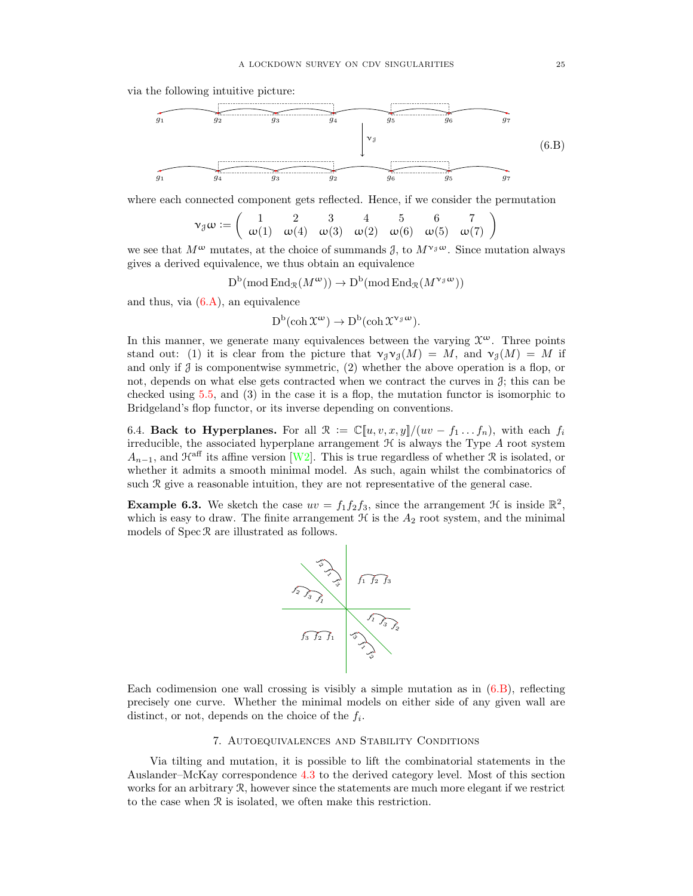via the following intuitive picture:

$$
\begin{array}{c}
g_1 \frown g_2 \frown g_3 \frown g_4 \frown g_5 \frown g_6 \frown g_7 \\
\downarrow \nu_{\mathcal{J}} \\
g_1 \frown g_4 \frown g_3 \frown g_2 \frown g_6 \frown g_5 \frown g_7
\end{array}
\tag{6.B}
$$

where each connected component gets reflected. Hence, if we consider the permutation

$$\nu_{\mathcal{J}}\omega := \begin{pmatrix} 1 & 2 & 3 & 4 & 5 & 6 & 7 \\ \omega(1) & \omega(4) & \omega(3) & \omega(2) & \omega(6) & \omega(5) & \omega(7) \end{pmatrix}$$

we see that $M^{\omega}$ mutates, at the choice of summands $\mathcal{J}$, to $M^{\nu_{\mathcal{J}}\omega}$. Since mutation always gives a derived equivalence, we thus obtain an equivalence

$$\mathrm{D^b}(\operatorname{mod}\operatorname{End}_{\mathcal{R}}(M^{\omega})) \to \mathrm{D^b}(\operatorname{mod}\operatorname{End}_{\mathcal{R}}(M^{\nu_{\mathcal{J}}\omega}))$$

and thus, via (6.A), an equivalence

$$\mathrm{D^b}(\operatorname{coh}\mathcal{X}^{\omega}) \to \mathrm{D^b}(\operatorname{coh}\mathcal{X}^{\nu_{\mathcal{J}}\omega}).$$

In this manner, we generate many equivalences between the varying $\mathcal{X}^{\omega}$. Three points stand out: (1) it is clear from the picture that $\nu_{\mathcal{J}}\nu_{\mathcal{J}}(M) = M$, and $\nu_{\mathcal{J}}(M) = M$ if and only if $\mathcal{J}$ is componentwise symmetric, (2) whether the above operation is a flop, or not, depends on what else gets contracted when we contract the curves in $\mathcal{J}$; this can be checked using 5.5, and (3) in the case it is a flop, the mutation functor is isomorphic to Bridgeland's flop functor, or its inverse depending on conventions.

6.4. **Back to Hyperplanes.** For all $\mathcal{R} := \mathbb{C}[\![u, v, x, y]\!]/(uv - f_1 \dots f_n)$, with each $f_i$ irreducible, the associated hyperplane arrangement $\mathcal{H}$ is always the Type $A$ root system $A_{n-1}$, and $\mathcal{H}^{\text{aff}}$ its affine version [W2]. This is true regardless of whether $\mathcal{R}$ is isolated, or whether it admits a smooth minimal model. As such, again whilst the combinatorics of such $\mathcal{R}$ give a reasonable intuition, they are not representative of the general case.

**Example 6.3.** We sketch the case $uv = f_1 f_2 f_3$, since the arrangement $\mathcal{H}$ is inside $\mathbb{R}^2$, which is easy to draw. The finite arrangement $\mathcal{H}$ is the $A_2$ root system, and the minimal models of $\operatorname{Spec}\mathcal{R}$ are illustrated as follows.

[Figure: the $A_2$ arrangement in $\mathbb{R}^2$ with six chambers labelled $f_1 f_2 f_3$, $f_1 f_3 f_2$, $f_3 f_1 f_2$, $f_3 f_2 f_1$, $f_2 f_3 f_1$, $f_2 f_1 f_3$]

Each codimension one wall crossing is visibly a simple mutation as in (6.B), reflecting precisely one curve. Whether the minimal models on either side of any given wall are distinct, or not, depends on the choice of the $f_i$.

## 7. Autoequivalences and Stability Conditions

Via tilting and mutation, it is possible to lift the combinatorial statements in the Auslander–McKay correspondence 4.3 to the derived category level. Most of this section works for an arbitrary $\mathcal{R}$, however since the statements are much more elegant if we restrict to the case when $\mathcal{R}$ is isolated, we often make this restriction.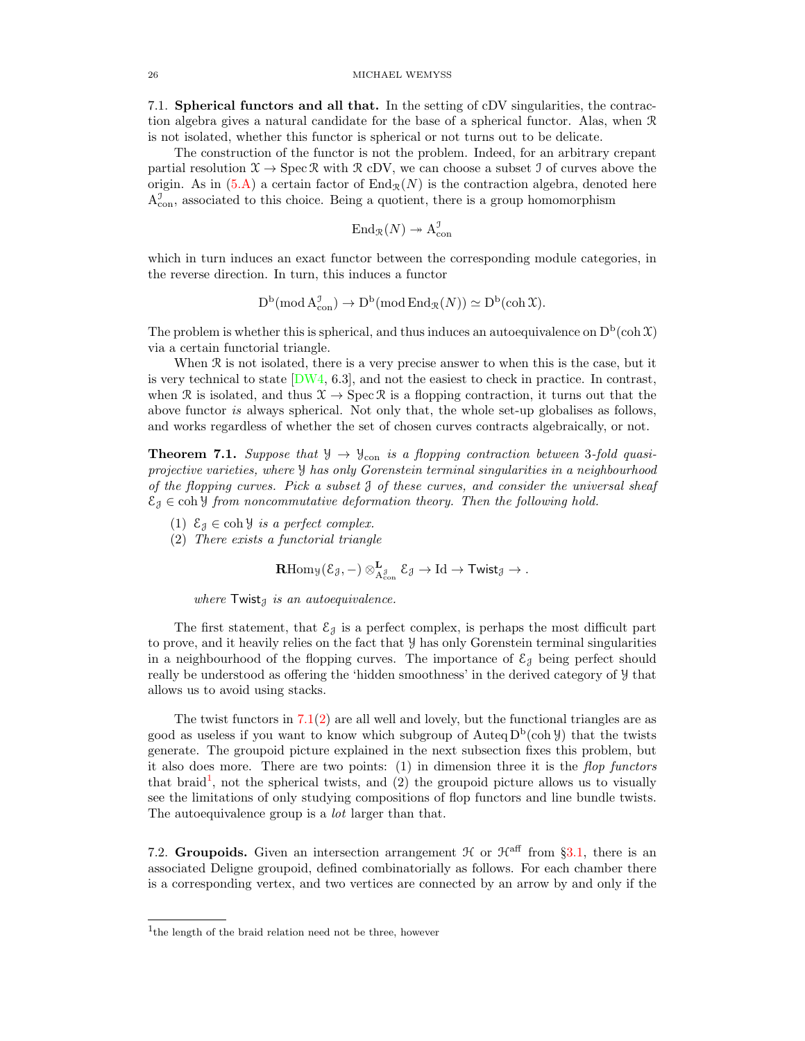**7.1. Spherical functors and all that.** In the setting of cDV singularities, the contraction algebra gives a natural candidate for the base of a spherical functor. Alas, when $\mathcal{R}$ is not isolated, whether this functor is spherical or not turns out to be delicate.

The construction of the functor is not the problem. Indeed, for an arbitrary crepant partial resolution $\mathcal{X} \to \operatorname{Spec} \mathcal{R}$ with $\mathcal{R}$ cDV, we can choose a subset $\mathcal{I}$ of curves above the origin. As in (5.A) a certain factor of $\operatorname{End}_{\mathcal{R}}(N)$ is the contraction algebra, denoted here $\mathrm{A}^{\mathcal{I}}_{\mathrm{con}}$, associated to this choice. Being a quotient, there is a group homomorphism

$$\operatorname{End}_{\mathcal{R}}(N) \twoheadrightarrow \mathrm{A}^{\mathcal{I}}_{\mathrm{con}}$$

which in turn induces an exact functor between the corresponding module categories, in the reverse direction. In turn, this induces a functor

$$\mathrm{D}^{\mathrm{b}}(\operatorname{mod} \mathrm{A}^{\mathcal{I}}_{\mathrm{con}}) \to \mathrm{D}^{\mathrm{b}}(\operatorname{mod} \operatorname{End}_{\mathcal{R}}(N)) \simeq \mathrm{D}^{\mathrm{b}}(\operatorname{coh} \mathcal{X}).$$

The problem is whether this is spherical, and thus induces an autoequivalence on $\mathrm{D}^{\mathrm{b}}(\operatorname{coh} \mathcal{X})$ via a certain functorial triangle.

When $\mathcal{R}$ is not isolated, there is a very precise answer to when this is the case, but it is very technical to state [DW4, 6.3], and not the easiest to check in practice. In contrast, when $\mathcal{R}$ is isolated, and thus $\mathcal{X} \to \operatorname{Spec} \mathcal{R}$ is a flopping contraction, it turns out that the above functor *is* always spherical. Not only that, the whole set-up globalises as follows, and works regardless of whether the set of chosen curves contracts algebraically, or not.

**Theorem 7.1.** *Suppose that $\mathcal{Y} \to \mathcal{Y}_{\mathrm{con}}$ is a flopping contraction between 3-fold quasi-projective varieties, where $\mathcal{Y}$ has only Gorenstein terminal singularities in a neighbourhood of the flopping curves. Pick a subset $\mathcal{J}$ of these curves, and consider the universal sheaf $\mathcal{E}_{\mathcal{J}} \in \operatorname{coh} \mathcal{Y}$ from noncommutative deformation theory. Then the following hold.*

1. *$\mathcal{E}_{\mathcal{J}} \in \operatorname{coh} \mathcal{Y}$ is a perfect complex.*
2. *There exists a functorial triangle*

$$\mathbf{R}\mathrm{Hom}_{\mathcal{Y}}(\mathcal{E}_{\mathcal{J}}, -) \otimes^{\mathbf{L}}_{\mathrm{A}^{\mathcal{J}}_{\mathrm{con}}} \mathcal{E}_{\mathcal{J}} \to \mathrm{Id} \to \mathsf{Twist}_{\mathcal{J}} \to .$$

*where $\mathsf{Twist}_{\mathcal{J}}$ is an autoequivalence.*

The first statement, that $\mathcal{E}_{\mathcal{J}}$ is a perfect complex, is perhaps the most difficult part to prove, and it heavily relies on the fact that $\mathcal{Y}$ has only Gorenstein terminal singularities in a neighbourhood of the flopping curves. The importance of $\mathcal{E}_{\mathcal{J}}$ being perfect should really be understood as offering the 'hidden smoothness' in the derived category of $\mathcal{Y}$ that allows us to avoid using stacks.

The twist functors in 7.1(2) are all well and lovely, but the functional triangles are as good as useless if you want to know which subgroup of $\operatorname{Auteq} \mathrm{D}^{\mathrm{b}}(\operatorname{coh} \mathcal{Y})$ that the twists generate. The groupoid picture explained in the next subsection fixes this problem, but it also does more. There are two points: (1) in dimension three it is the *flop functors* that braid[1], not the spherical twists, and (2) the groupoid picture allows us to visually see the limitations of only studying compositions of flop functors and line bundle twists. The autoequivalence group is a *lot* larger than that.

**7.2. Groupoids.** Given an intersection arrangement $\mathcal{H}$ or $\mathcal{H}^{\mathrm{aff}}$ from §3.1, there is an associated Deligne groupoid, defined combinatorially as follows. For each chamber there is a corresponding vertex, and two vertices are connected by an arrow by and only if the

[1] the length of the braid relation need not be three, however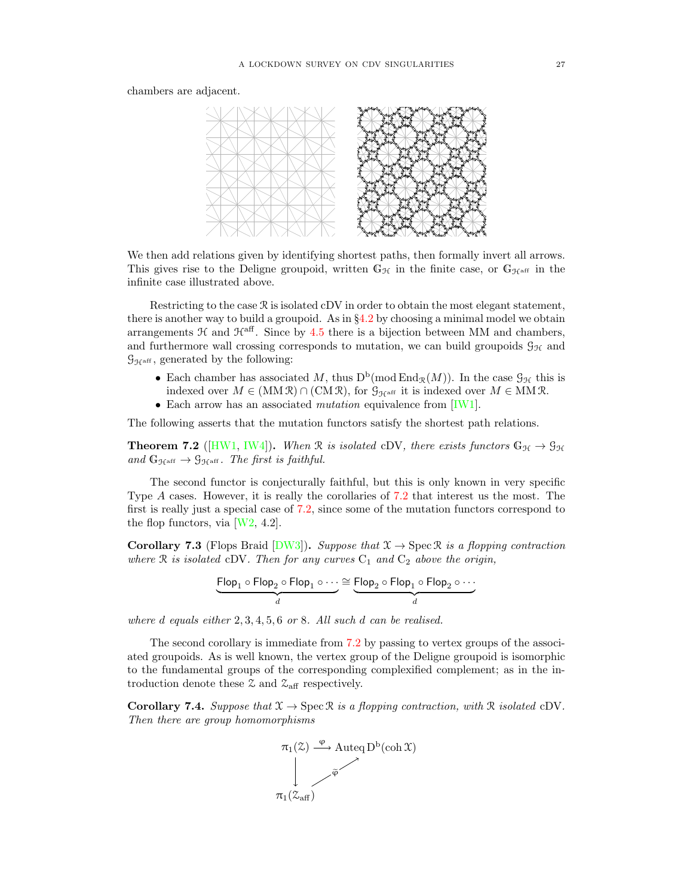chambers are adjacent.

We then add relations given by identifying shortest paths, then formally invert all arrows. This gives rise to the Deligne groupoid, written $\mathbb{G}_{\mathcal{H}}$ in the finite case, or $\mathbb{G}_{\mathcal{H}^{\mathrm{aff}}}$ in the infinite case illustrated above.

Restricting to the case $\mathcal{R}$ is isolated cDV in order to obtain the most elegant statement, there is another way to build a groupoid. As in §4.2 by choosing a minimal model we obtain arrangements $\mathcal{H}$ and $\mathcal{H}^{\mathrm{aff}}$. Since by 4.5 there is a bijection between MM and chambers, and furthermore wall crossing corresponds to mutation, we can build groupoids $\mathcal{G}_{\mathcal{H}}$ and $\mathcal{G}_{\mathcal{H}^{\mathrm{aff}}}$, generated by the following:

- Each chamber has associated $M$, thus $\mathrm{D}^{\mathrm{b}}(\mathrm{mod}\,\mathrm{End}_{\mathcal{R}}(M))$. In the case $\mathcal{G}_{\mathcal{H}}$ this is indexed over $M \in (\mathrm{MM}\,\mathcal{R}) \cap (\mathrm{CM}\,\mathcal{R})$, for $\mathcal{G}_{\mathcal{H}^{\mathrm{aff}}}$ it is indexed over $M \in \mathrm{MM}\,\mathcal{R}$.
- Each arrow has an associated *mutation* equivalence from [IW1].

The following asserts that the mutation functors satisfy the shortest path relations.

**Theorem 7.2** ([HW1, IW4])**.** *When $\mathcal{R}$ is isolated* cDV*, there exists functors $\mathbb{G}_{\mathcal{H}} \to \mathcal{G}_{\mathcal{H}}$ and $\mathbb{G}_{\mathcal{H}^{\mathrm{aff}}} \to \mathcal{G}_{\mathcal{H}^{\mathrm{aff}}}$. The first is faithful.*

The second functor is conjecturally faithful, but this is only known in very specific Type $A$ cases. However, it is really the corollaries of 7.2 that interest us the most. The first is really just a special case of 7.2, since some of the mutation functors correspond to the flop functors, via [W2, 4.2].

**Corollary 7.3** (Flops Braid [DW3])**.** *Suppose that $\mathcal{X} \to \operatorname{Spec} \mathcal{R}$ is a flopping contraction where $\mathcal{R}$ is isolated* cDV*. Then for any curves $\mathrm{C}_1$ and $\mathrm{C}_2$ above the origin,*

$$\underbrace{\mathsf{Flop}_1 \circ \mathsf{Flop}_2 \circ \mathsf{Flop}_1 \circ \cdots}_{d} \cong \underbrace{\mathsf{Flop}_2 \circ \mathsf{Flop}_1 \circ \mathsf{Flop}_2 \circ \cdots}_{d}$$

*where $d$ equals either $2, 3, 4, 5, 6$ or $8$. All such $d$ can be realised.*

The second corollary is immediate from 7.2 by passing to vertex groups of the associated groupoids. As is well known, the vertex group of the Deligne groupoid is isomorphic to the fundamental groups of the corresponding complexified complement; as in the introduction denote these $\mathcal{Z}$ and $\mathcal{Z}_{\mathrm{aff}}$ respectively.

**Corollary 7.4.** *Suppose that $\mathcal{X} \to \operatorname{Spec} \mathcal{R}$ is a flopping contraction, with $\mathcal{R}$ isolated* cDV*. Then there are group homomorphisms*

$$\begin{array}{ccc} \pi_1(\mathcal{Z}) & \xrightarrow{\varphi} & \operatorname{Auteq} \mathrm{D}^{\mathrm{b}}(\operatorname{coh} \mathcal{X}) \\ \downarrow & \nearrow_{\widetilde{\varphi}} & \\ \pi_1(\mathcal{Z}_{\mathrm{aff}}) & & \end{array}$$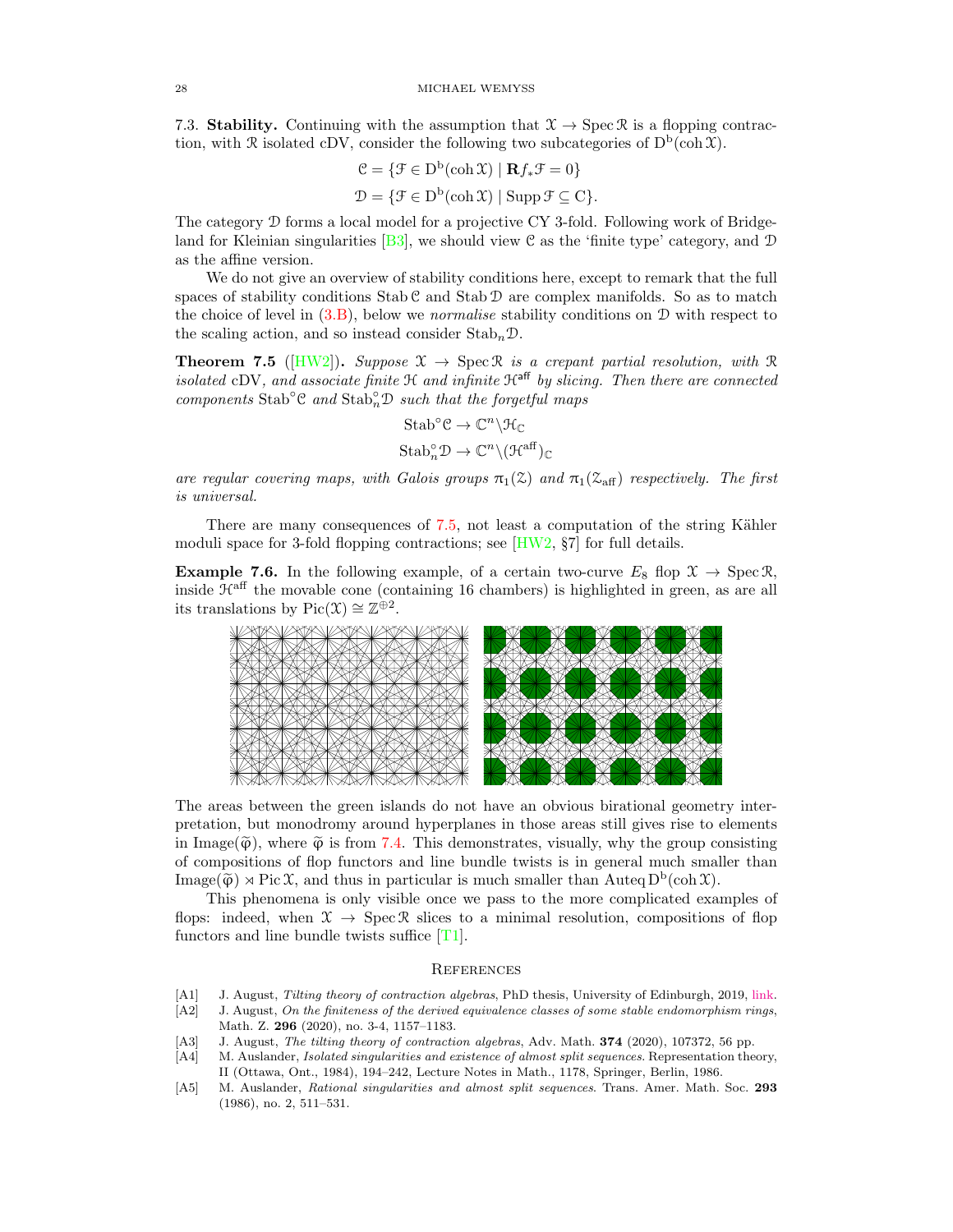7.3. **Stability.** Continuing with the assumption that $\mathcal{X} \to \operatorname{Spec} \mathcal{R}$ is a flopping contraction, with $\mathcal{R}$ isolated cDV, consider the following two subcategories of $\mathrm{D^b}(\operatorname{coh} \mathcal{X})$.

$$\mathcal{C} = \{\mathcal{F} \in \mathrm{D^b}(\operatorname{coh} \mathcal{X}) \mid \mathbf{R}f_*\mathcal{F} = 0\}$$

$$\mathcal{D} = \{\mathcal{F} \in \mathrm{D^b}(\operatorname{coh} \mathcal{X}) \mid \operatorname{Supp} \mathcal{F} \subseteq \mathrm{C}\}.$$

The category $\mathcal{D}$ forms a local model for a projective CY 3-fold. Following work of Bridgeland for Kleinian singularities [B3], we should view $\mathcal{C}$ as the 'finite type' category, and $\mathcal{D}$ as the affine version.

We do not give an overview of stability conditions here, except to remark that the full spaces of stability conditions $\operatorname{Stab} \mathcal{C}$ and $\operatorname{Stab} \mathcal{D}$ are complex manifolds. So as to match the choice of level in (3.B), below we *normalise* stability conditions on $\mathcal{D}$ with respect to the scaling action, and so instead consider $\operatorname{Stab}_n \mathcal{D}$.

**Theorem 7.5** ([HW2])**.** *Suppose $\mathcal{X} \to \operatorname{Spec} \mathcal{R}$ is a crepant partial resolution, with $\mathcal{R}$ isolated* cDV*, and associate finite $\mathcal{H}$ and infinite $\mathcal{H}^{\mathsf{aff}}$ by slicing. Then there are connected components $\operatorname{Stab}^\circ \mathcal{C}$ and $\operatorname{Stab}^\circ_n \mathcal{D}$ such that the forgetful maps*

$$\operatorname{Stab}^\circ \mathcal{C} \to \mathbb{C}^n \backslash \mathcal{H}_\mathbb{C}$$

$$\operatorname{Stab}^\circ_n \mathcal{D} \to \mathbb{C}^n \backslash (\mathcal{H}^{\mathsf{aff}})_\mathbb{C}$$

*are regular covering maps, with Galois groups $\pi_1(\mathcal{Z})$ and $\pi_1(\mathcal{Z}_{\mathrm{aff}})$ respectively. The first is universal.*

There are many consequences of 7.5, not least a computation of the string Kähler moduli space for 3-fold flopping contractions; see [HW2, §7] for full details.

**Example 7.6.** In the following example, of a certain two-curve $E_8$ flop $\mathcal{X} \to \operatorname{Spec} \mathcal{R}$, inside $\mathcal{H}^{\mathsf{aff}}$ the movable cone (containing 16 chambers) is highlighted in green, as are all its translations by $\operatorname{Pic}(\mathcal{X}) \cong \mathbb{Z}^{\oplus 2}$.

The areas between the green islands do not have an obvious birational geometry interpretation, but monodromy around hyperplanes in those areas still gives rise to elements in $\operatorname{Image}(\widetilde{\varphi})$, where $\widetilde{\varphi}$ is from 7.4. This demonstrates, visually, why the group consisting of compositions of flop functors and line bundle twists is in general much smaller than $\operatorname{Image}(\widetilde{\varphi}) \rtimes \operatorname{Pic} \mathcal{X}$, and thus in particular is much smaller than $\operatorname{Auteq} \mathrm{D^b}(\operatorname{coh} \mathcal{X})$.

This phenomena is only visible once we pass to the more complicated examples of flops: indeed, when $\mathcal{X} \to \operatorname{Spec} \mathcal{R}$ slices to a minimal resolution, compositions of flop functors and line bundle twists suffice [T1].

## References

[A1] J. August, *Tilting theory of contraction algebras*, PhD thesis, University of Edinburgh, 2019, link.

[A2] J. August, *On the finiteness of the derived equivalence classes of some stable endomorphism rings*, Math. Z. **296** (2020), no. 3-4, 1157–1183.

[A3] J. August, *The tilting theory of contraction algebras*, Adv. Math. **374** (2020), 107372, 56 pp.

[A4] M. Auslander, *Isolated singularities and existence of almost split sequences*. Representation theory, II (Ottawa, Ont., 1984), 194–242, Lecture Notes in Math., 1178, Springer, Berlin, 1986.

[A5] M. Auslander, *Rational singularities and almost split sequences*. Trans. Amer. Math. Soc. **293** (1986), no. 2, 511–531.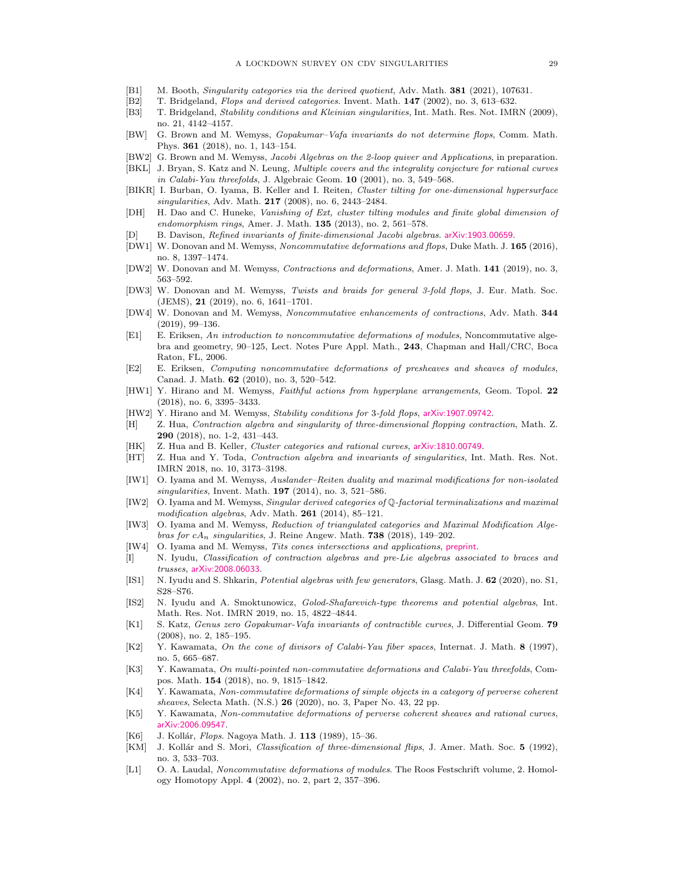- [B1] M. Booth, *Singularity categories via the derived quotient*, Adv. Math. **381** (2021), 107631.
- [B2] T. Bridgeland, *Flops and derived categories*. Invent. Math. **147** (2002), no. 3, 613–632.
- [B3] T. Bridgeland, *Stability conditions and Kleinian singularities*, Int. Math. Res. Not. IMRN (2009), no. 21, 4142–4157.
- [BW] G. Brown and M. Wemyss, *Gopakumar–Vafa invariants do not determine flops*, Comm. Math. Phys. **361** (2018), no. 1, 143–154.
- [BW2] G. Brown and M. Wemyss, *Jacobi Algebras on the 2-loop quiver and Applications*, in preparation.
- [BKL] J. Bryan, S. Katz and N. Leung, *Multiple covers and the integrality conjecture for rational curves in Calabi-Yau threefolds*, J. Algebraic Geom. **10** (2001), no. 3, 549–568.
- [BIKR] I. Burban, O. Iyama, B. Keller and I. Reiten, *Cluster tilting for one-dimensional hypersurface singularities*, Adv. Math. **217** (2008), no. 6, 2443–2484.
- [DH] H. Dao and C. Huneke, *Vanishing of Ext, cluster tilting modules and finite global dimension of endomorphism rings*, Amer. J. Math. **135** (2013), no. 2, 561–578.
- [D] B. Davison, *Refined invariants of finite-dimensional Jacobi algebras*. arXiv:1903.00659.
- [DW1] W. Donovan and M. Wemyss, *Noncommutative deformations and flops*, Duke Math. J. **165** (2016), no. 8, 1397–1474.
- [DW2] W. Donovan and M. Wemyss, *Contractions and deformations*, Amer. J. Math. **141** (2019), no. 3, 563–592.
- [DW3] W. Donovan and M. Wemyss, *Twists and braids for general 3-fold flops*, J. Eur. Math. Soc. (JEMS), **21** (2019), no. 6, 1641–1701.
- [DW4] W. Donovan and M. Wemyss, *Noncommutative enhancements of contractions*, Adv. Math. **344** (2019), 99–136.
- [E1] E. Eriksen, *An introduction to noncommutative deformations of modules*, Noncommutative algebra and geometry, 90–125, Lect. Notes Pure Appl. Math., **243**, Chapman and Hall/CRC, Boca Raton, FL, 2006.
- [E2] E. Eriksen, *Computing noncommutative deformations of presheaves and sheaves of modules*, Canad. J. Math. **62** (2010), no. 3, 520–542.
- [HW1] Y. Hirano and M. Wemyss, *Faithful actions from hyperplane arrangements*, Geom. Topol. **22** (2018), no. 6, 3395–3433.
- [HW2] Y. Hirano and M. Wemyss, *Stability conditions for 3-fold flops*, arXiv:1907.09742.
- [H] Z. Hua, *Contraction algebra and singularity of three-dimensional flopping contraction*, Math. Z. **290** (2018), no. 1-2, 431–443.
- [HK] Z. Hua and B. Keller, *Cluster categories and rational curves*, arXiv:1810.00749.
- [HT] Z. Hua and Y. Toda, *Contraction algebra and invariants of singularities*, Int. Math. Res. Not. IMRN 2018, no. 10, 3173–3198.
- [IW1] O. Iyama and M. Wemyss, *Auslander–Reiten duality and maximal modifications for non-isolated singularities*, Invent. Math. **197** (2014), no. 3, 521–586.
- [IW2] O. Iyama and M. Wemyss, *Singular derived categories of $\mathbb{Q}$-factorial terminalizations and maximal modification algebras*, Adv. Math. **261** (2014), 85–121.
- [IW3] O. Iyama and M. Wemyss, *Reduction of triangulated categories and Maximal Modification Algebras for $cA_n$ singularities*, J. Reine Angew. Math. **738** (2018), 149–202.
- [IW4] O. Iyama and M. Wemyss, *Tits cones intersections and applications*, preprint.
- [I] N. Iyudu, *Classification of contraction algebras and pre-Lie algebras associated to braces and trusses*, arXiv:2008.06033.
- [IS1] N. Iyudu and S. Shkarin, *Potential algebras with few generators*, Glasg. Math. J. **62** (2020), no. S1, S28–S76.
- [IS2] N. Iyudu and A. Smoktunowicz, *Golod-Shafarevich-type theorems and potential algebras*, Int. Math. Res. Not. IMRN 2019, no. 15, 4822–4844.
- [K1] S. Katz, *Genus zero Gopakumar-Vafa invariants of contractible curves*, J. Differential Geom. **79** (2008), no. 2, 185–195.
- [K2] Y. Kawamata, *On the cone of divisors of Calabi-Yau fiber spaces*, Internat. J. Math. **8** (1997), no. 5, 665–687.
- [K3] Y. Kawamata, *On multi-pointed non-commutative deformations and Calabi-Yau threefolds*, Compos. Math. **154** (2018), no. 9, 1815–1842.
- [K4] Y. Kawamata, *Non-commutative deformations of simple objects in a category of perverse coherent sheaves*, Selecta Math. (N.S.) **26** (2020), no. 3, Paper No. 43, 22 pp.
- [K5] Y. Kawamata, *Non-commutative deformations of perverse coherent sheaves and rational curves*, arXiv:2006.09547.
- [K6] J. Kollár, *Flops*. Nagoya Math. J. **113** (1989), 15–36.
- [KM] J. Kollár and S. Mori, *Classification of three-dimensional flips*, J. Amer. Math. Soc. **5** (1992), no. 3, 533–703.
- [L1] O. A. Laudal, *Noncommutative deformations of modules*. The Roos Festschrift volume, 2. Homology Homotopy Appl. **4** (2002), no. 2, part 2, 357–396.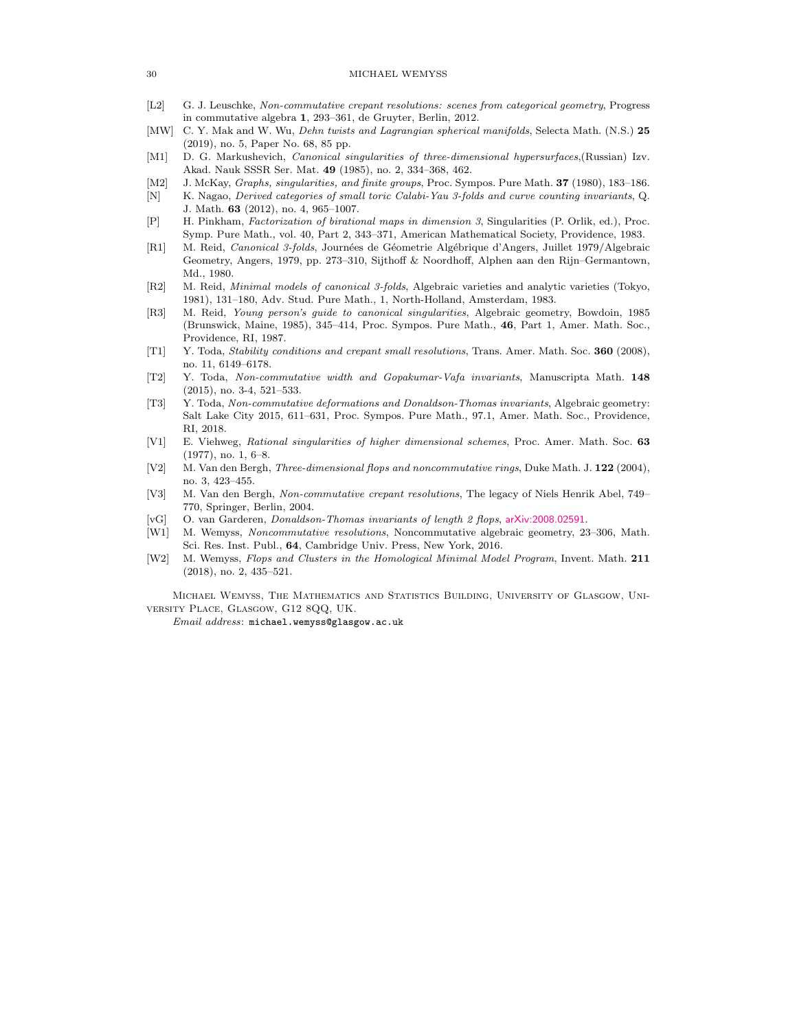- [L2] G. J. Leuschke, *Non-commutative crepant resolutions: scenes from categorical geometry*, Progress in commutative algebra **1**, 293–361, de Gruyter, Berlin, 2012.
- [MW] C. Y. Mak and W. Wu, *Dehn twists and Lagrangian spherical manifolds*, Selecta Math. (N.S.) **25** (2019), no. 5, Paper No. 68, 85 pp.
- [M1] D. G. Markushevich, *Canonical singularities of three-dimensional hypersurfaces*,(Russian) Izv. Akad. Nauk SSSR Ser. Mat. **49** (1985), no. 2, 334–368, 462.
- [M2] J. McKay, *Graphs, singularities, and finite groups*, Proc. Sympos. Pure Math. **37** (1980), 183–186.
- [N] K. Nagao, *Derived categories of small toric Calabi-Yau 3-folds and curve counting invariants*, Q. J. Math. **63** (2012), no. 4, 965–1007.
- [P] H. Pinkham, *Factorization of birational maps in dimension 3*, Singularities (P. Orlik, ed.), Proc. Symp. Pure Math., vol. 40, Part 2, 343–371, American Mathematical Society, Providence, 1983.
- [R1] M. Reid, *Canonical 3-folds*, Journées de Géometrie Algébrique d'Angers, Juillet 1979/Algebraic Geometry, Angers, 1979, pp. 273–310, Sijthoff & Noordhoff, Alphen aan den Rijn–Germantown, Md., 1980.
- [R2] M. Reid, *Minimal models of canonical 3-folds*, Algebraic varieties and analytic varieties (Tokyo, 1981), 131–180, Adv. Stud. Pure Math., 1, North-Holland, Amsterdam, 1983.
- [R3] M. Reid, *Young person's guide to canonical singularities*, Algebraic geometry, Bowdoin, 1985 (Brunswick, Maine, 1985), 345–414, Proc. Sympos. Pure Math., **46**, Part 1, Amer. Math. Soc., Providence, RI, 1987.
- [T1] Y. Toda, *Stability conditions and crepant small resolutions*, Trans. Amer. Math. Soc. **360** (2008), no. 11, 6149–6178.
- [T2] Y. Toda, *Non-commutative width and Gopakumar-Vafa invariants*, Manuscripta Math. **148** (2015), no. 3-4, 521–533.
- [T3] Y. Toda, *Non-commutative deformations and Donaldson-Thomas invariants*, Algebraic geometry: Salt Lake City 2015, 611–631, Proc. Sympos. Pure Math., 97.1, Amer. Math. Soc., Providence, RI, 2018.
- [V1] E. Viehweg, *Rational singularities of higher dimensional schemes*, Proc. Amer. Math. Soc. **63** (1977), no. 1, 6–8.
- [V2] M. Van den Bergh, *Three-dimensional flops and noncommutative rings*, Duke Math. J. **122** (2004), no. 3, 423–455.
- [V3] M. Van den Bergh, *Non-commutative crepant resolutions*, The legacy of Niels Henrik Abel, 749–770, Springer, Berlin, 2004.
- [vG] O. van Garderen, *Donaldson-Thomas invariants of length 2 flops*, arXiv:2008.02591.
- [W1] M. Wemyss, *Noncommutative resolutions*, Noncommutative algebraic geometry, 23–306, Math. Sci. Res. Inst. Publ., **64**, Cambridge Univ. Press, New York, 2016.
- [W2] M. Wemyss, *Flops and Clusters in the Homological Minimal Model Program*, Invent. Math. **211** (2018), no. 2, 435–521.

Michael Wemyss, The Mathematics and Statistics Building, University of Glasgow, University Place, Glasgow, G12 8QQ, UK.

*Email address*: michael.wemyss@glasgow.ac.uk